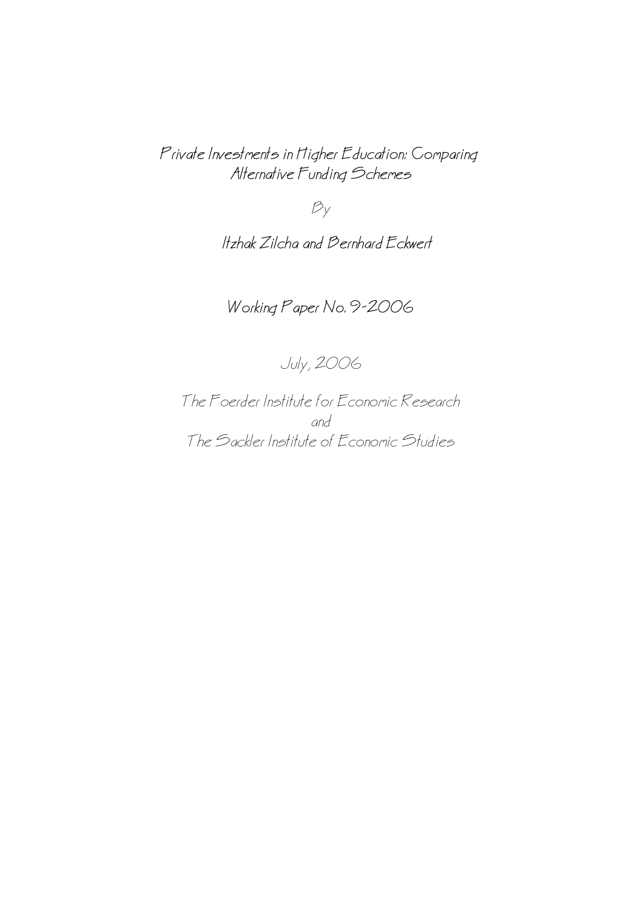# Private Investments in Higher Education: Comparing Alternative Funding Schemes

By

Itzhak Zilcha and Bernhard Eckwert

Working Paper No. 9-2006

July, 2006

The Foerder Institute for Economic Research
and
The Sackler Institute of Economic Studies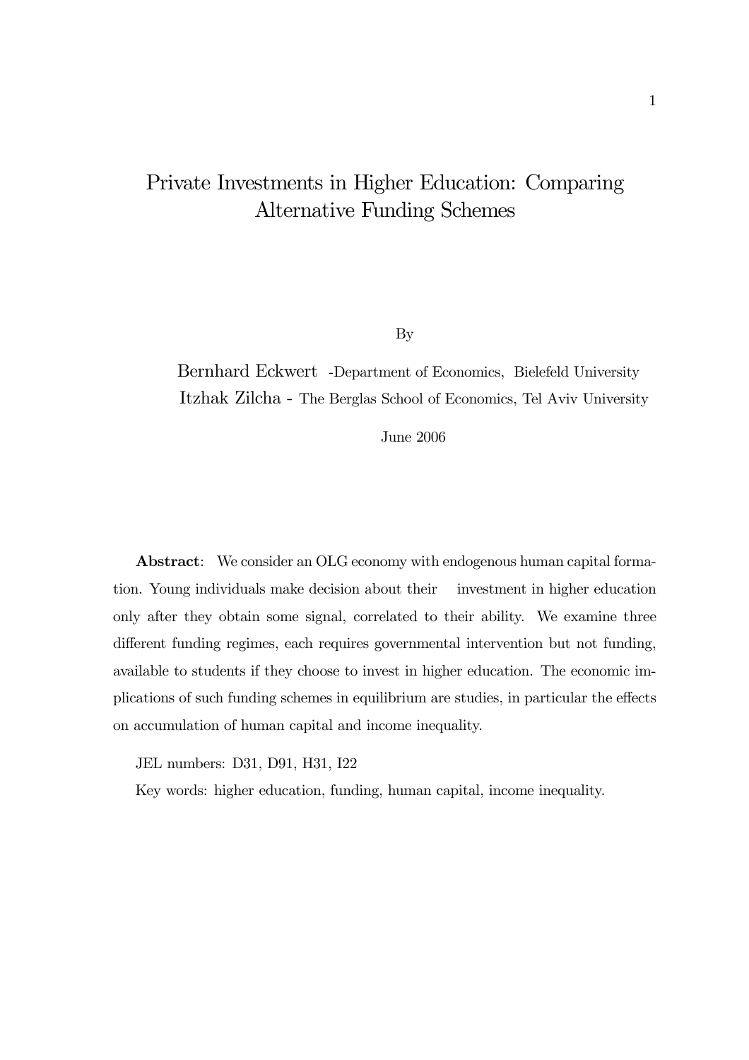# Private Investments in Higher Education: Comparing Alternative Funding Schemes

By

Bernhard Eckwert -Department of Economics, Bielefeld University

Itzhak Zilcha - The Berglas School of Economics, Tel Aviv University

June 2006

**Abstract**: We consider an OLG economy with endogenous human capital formation. Young individuals make decision about their investment in higher education only after they obtain some signal, correlated to their ability. We examine three different funding regimes, each requires governmental intervention but not funding, available to students if they choose to invest in higher education. The economic implications of such funding schemes in equilibrium are studies, in particular the effects on accumulation of human capital and income inequality.

JEL numbers: D31, D91, H31, I22

Key words: higher education, funding, human capital, income inequality.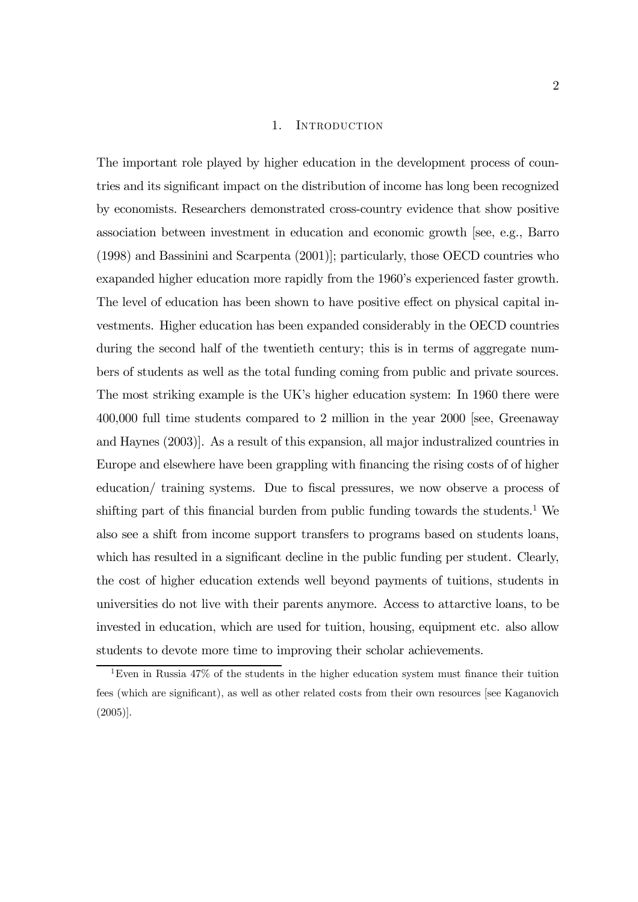# 1. Introduction

The important role played by higher education in the development process of countries and its significant impact on the distribution of income has long been recognized by economists. Researchers demonstrated cross-country evidence that show positive association between investment in education and economic growth [see, e.g., Barro (1998) and Bassinini and Scarpenta (2001)]; particularly, those OECD countries who exapanded higher education more rapidly from the 1960's experienced faster growth. The level of education has been shown to have positive effect on physical capital investments. Higher education has been expanded considerably in the OECD countries during the second half of the twentieth century; this is in terms of aggregate numbers of students as well as the total funding coming from public and private sources. The most striking example is the UK's higher education system: In 1960 there were 400,000 full time students compared to 2 million in the year 2000 [see, Greenaway and Haynes (2003)]. As a result of this expansion, all major industralized countries in Europe and elsewhere have been grappling with financing the rising costs of of higher education/ training systems. Due to fiscal pressures, we now observe a process of shifting part of this financial burden from public funding towards the students.[1] We also see a shift from income support transfers to programs based on students loans, which has resulted in a significant decline in the public funding per student. Clearly, the cost of higher education extends well beyond payments of tuitions, students in universities do not live with their parents anymore. Access to attarctive loans, to be invested in education, which are used for tuition, housing, equipment etc. also allow students to devote more time to improving their scholar achievements.

[1] Even in Russia 47% of the students in the higher education system must finance their tuition fees (which are significant), as well as other related costs from their own resources [see Kaganovich (2005)].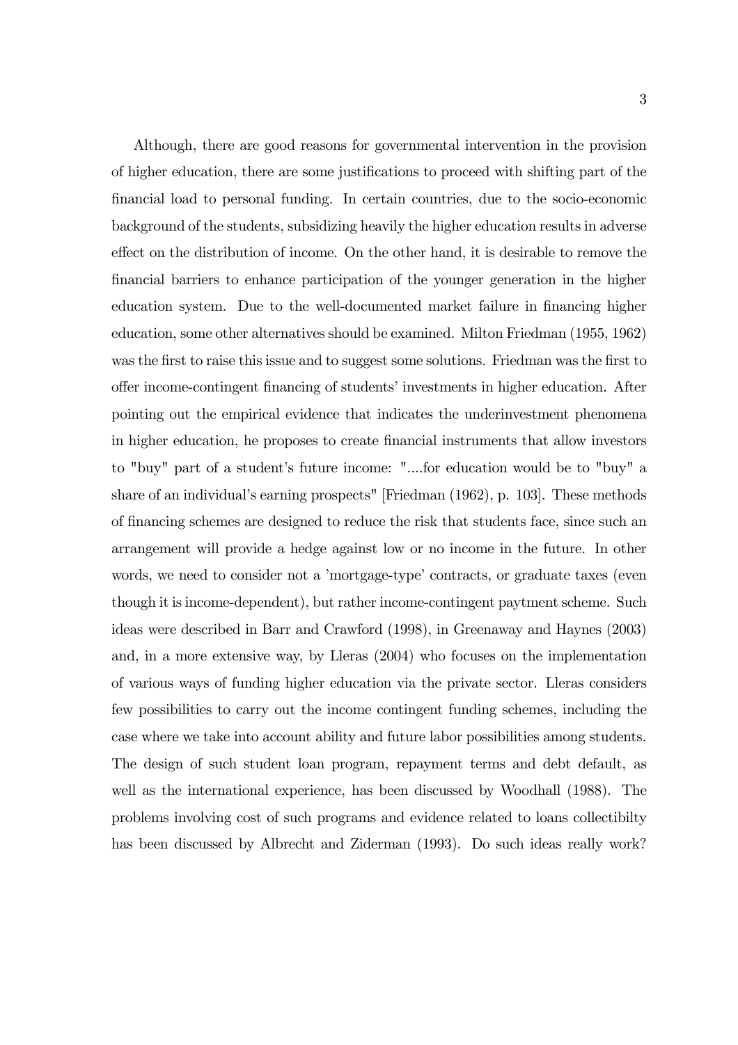Although, there are good reasons for governmental intervention in the provision of higher education, there are some justifications to proceed with shifting part of the financial load to personal funding. In certain countries, due to the socio-economic background of the students, subsidizing heavily the higher education results in adverse effect on the distribution of income. On the other hand, it is desirable to remove the financial barriers to enhance participation of the younger generation in the higher education system. Due to the well-documented market failure in financing higher education, some other alternatives should be examined. Milton Friedman (1955, 1962) was the first to raise this issue and to suggest some solutions. Friedman was the first to offer income-contingent financing of students' investments in higher education. After pointing out the empirical evidence that indicates the underinvestment phenomena in higher education, he proposes to create financial instruments that allow investors to "buy" part of a student's future income: "....for education would be to "buy" a share of an individual's earning prospects" [Friedman (1962), p. 103]. These methods of financing schemes are designed to reduce the risk that students face, since such an arrangement will provide a hedge against low or no income in the future. In other words, we need to consider not a 'mortgage-type' contracts, or graduate taxes (even though it is income-dependent), but rather income-contingent paytment scheme. Such ideas were described in Barr and Crawford (1998), in Greenaway and Haynes (2003) and, in a more extensive way, by Lleras (2004) who focuses on the implementation of various ways of funding higher education via the private sector. Lleras considers few possibilities to carry out the income contingent funding schemes, including the case where we take into account ability and future labor possibilities among students. The design of such student loan program, repayment terms and debt default, as well as the international experience, has been discussed by Woodhall (1988). The problems involving cost of such programs and evidence related to loans collectibilty has been discussed by Albrecht and Ziderman (1993). Do such ideas really work?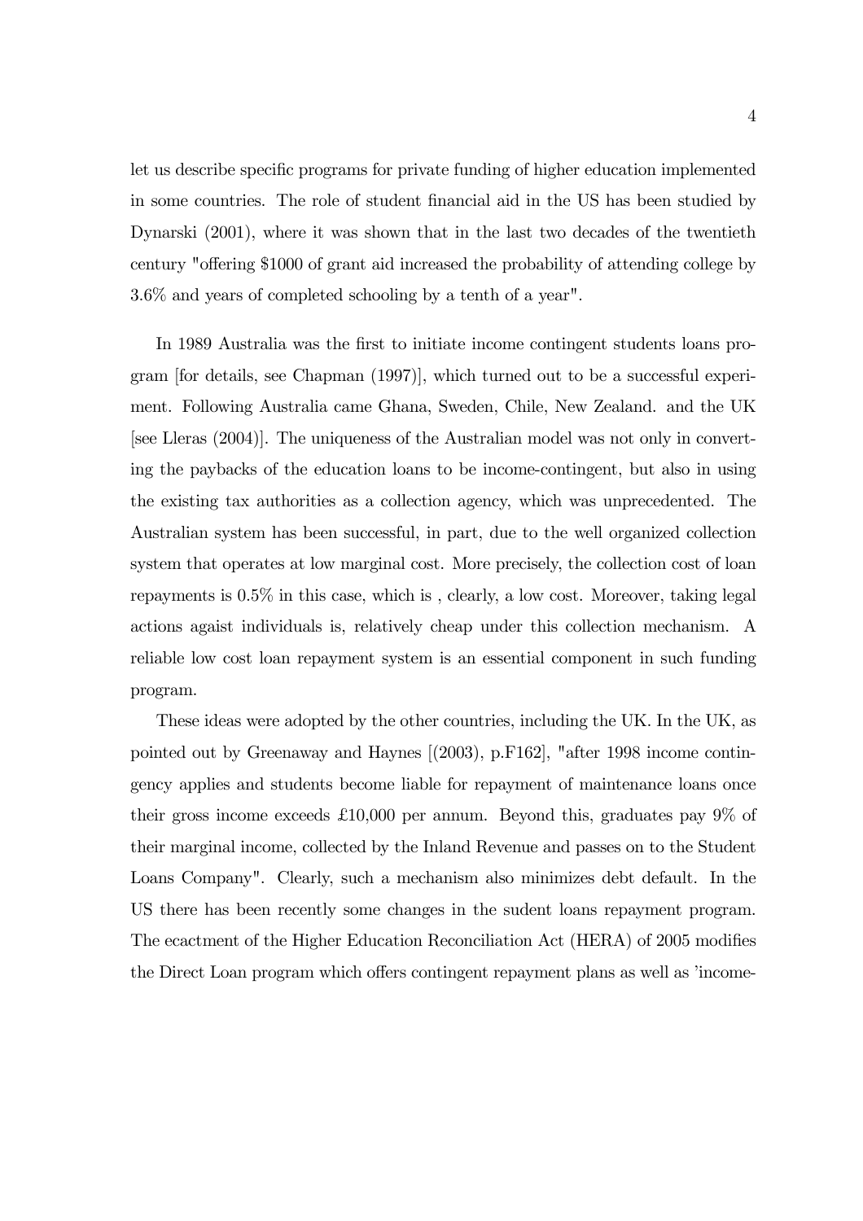let us describe specific programs for private funding of higher education implemented in some countries. The role of student financial aid in the US has been studied by Dynarski (2001), where it was shown that in the last two decades of the twentieth century "offering \$1000 of grant aid increased the probability of attending college by 3.6% and years of completed schooling by a tenth of a year".

In 1989 Australia was the first to initiate income contingent students loans program [for details, see Chapman (1997)], which turned out to be a successful experiment. Following Australia came Ghana, Sweden, Chile, New Zealand. and the UK [see Lleras (2004)]. The uniqueness of the Australian model was not only in converting the paybacks of the education loans to be income-contingent, but also in using the existing tax authorities as a collection agency, which was unprecedented. The Australian system has been successful, in part, due to the well organized collection system that operates at low marginal cost. More precisely, the collection cost of loan repayments is 0.5% in this case, which is , clearly, a low cost. Moreover, taking legal actions agaist individuals is, relatively cheap under this collection mechanism. A reliable low cost loan repayment system is an essential component in such funding program.

These ideas were adopted by the other countries, including the UK. In the UK, as pointed out by Greenaway and Haynes [(2003), p.F162], "after 1998 income contingency applies and students become liable for repayment of maintenance loans once their gross income exceeds £10,000 per annum. Beyond this, graduates pay 9% of their marginal income, collected by the Inland Revenue and passes on to the Student Loans Company". Clearly, such a mechanism also minimizes debt default. In the US there has been recently some changes in the sudent loans repayment program. The ecactment of the Higher Education Reconciliation Act (HERA) of 2005 modifies the Direct Loan program which offers contingent repayment plans as well as 'income-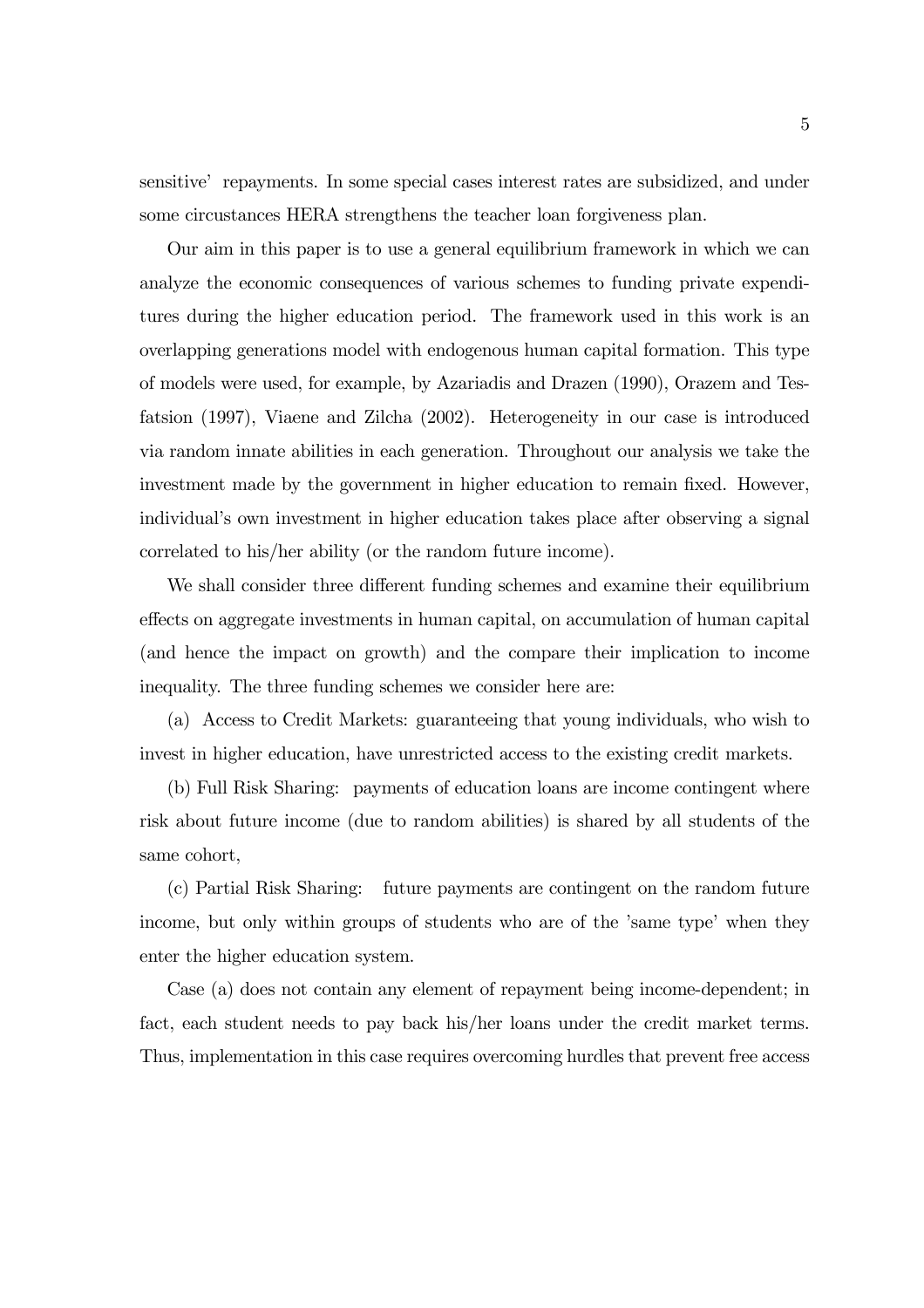sensitive' repayments. In some special cases interest rates are subsidized, and under some circumstances HERA strengthens the teacher loan forgiveness plan.

Our aim in this paper is to use a general equilibrium framework in which we can analyze the economic consequences of various schemes to funding private expenditures during the higher education period. The framework used in this work is an overlapping generations model with endogenous human capital formation. This type of models were used, for example, by Azariadis and Drazen (1990), Orazem and Tesfatsion (1997), Viaene and Zilcha (2002). Heterogeneity in our case is introduced via random innate abilities in each generation. Throughout our analysis we take the investment made by the government in higher education to remain fixed. However, individual's own investment in higher education takes place after observing a signal correlated to his/her ability (or the random future income).

We shall consider three different funding schemes and examine their equilibrium effects on aggregate investments in human capital, on accumulation of human capital (and hence the impact on growth) and the compare their implication to income inequality. The three funding schemes we consider here are:

(a) Access to Credit Markets: guaranteeing that young individuals, who wish to invest in higher education, have unrestricted access to the existing credit markets.

(b) Full Risk Sharing: payments of education loans are income contingent where risk about future income (due to random abilities) is shared by all students of the same cohort,

(c) Partial Risk Sharing: future payments are contingent on the random future income, but only within groups of students who are of the 'same type' when they enter the higher education system.

Case (a) does not contain any element of repayment being income-dependent; in fact, each student needs to pay back his/her loans under the credit market terms. Thus, implementation in this case requires overcoming hurdles that prevent free access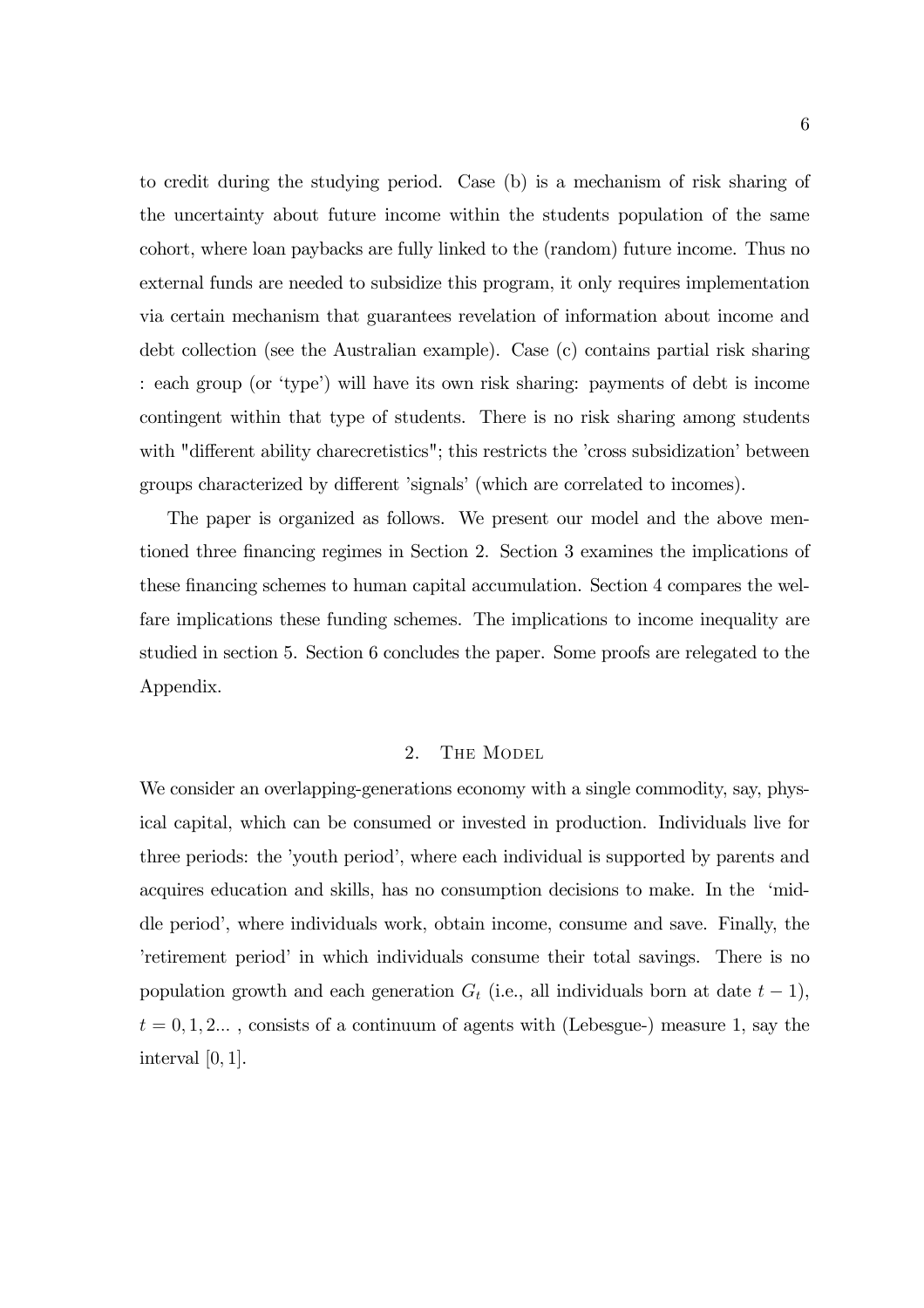to credit during the studying period. Case (b) is a mechanism of risk sharing of the uncertainty about future income within the students population of the same cohort, where loan paybacks are fully linked to the (random) future income. Thus no external funds are needed to subsidize this program, it only requires implementation via certain mechanism that guarantees revelation of information about income and debt collection (see the Australian example). Case (c) contains partial risk sharing : each group (or 'type') will have its own risk sharing: payments of debt is income contingent within that type of students. There is no risk sharing among students with "different ability charecretistics"; this restricts the 'cross subsidization' between groups characterized by different 'signals' (which are correlated to incomes).

The paper is organized as follows. We present our model and the above mentioned three financing regimes in Section 2. Section 3 examines the implications of these financing schemes to human capital accumulation. Section 4 compares the welfare implications these funding schemes. The implications to income inequality are studied in section 5. Section 6 concludes the paper. Some proofs are relegated to the Appendix.

## 2. The Model

We consider an overlapping-generations economy with a single commodity, say, physical capital, which can be consumed or invested in production. Individuals live for three periods: the 'youth period', where each individual is supported by parents and acquires education and skills, has no consumption decisions to make. In the 'middle period', where individuals work, obtain income, consume and save. Finally, the 'retirement period' in which individuals consume their total savings. There is no population growth and each generation $G_t$ (i.e., all individuals born at date $t-1$), $t = 0, 1, 2...$ , consists of a continuum of agents with (Lebesgue-) measure 1, say the interval $[0, 1]$.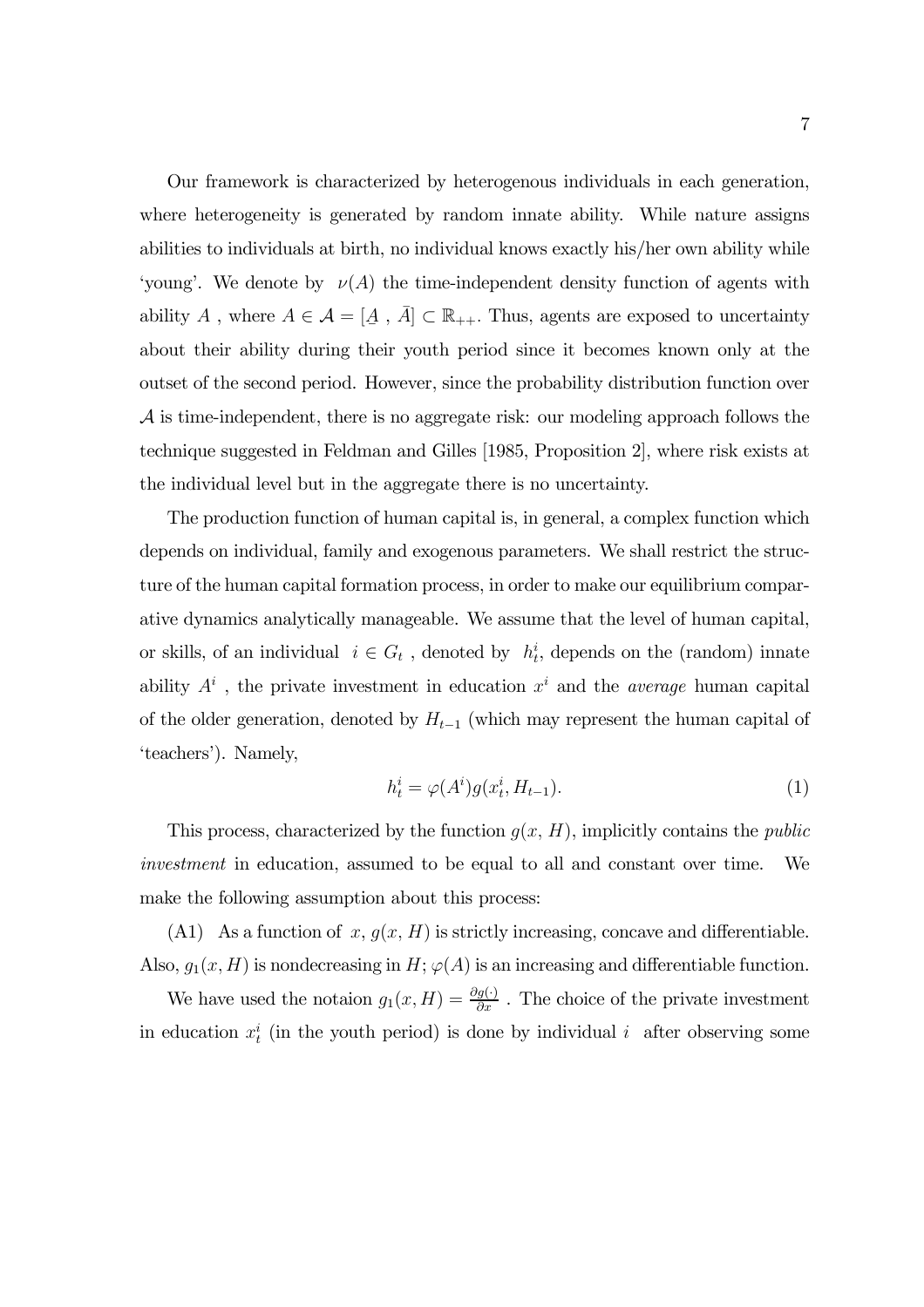Our framework is characterized by heterogenous individuals in each generation, where heterogeneity is generated by random innate ability. While nature assigns abilities to individuals at birth, no individual knows exactly his/her own ability while 'young'. We denote by $\nu(A)$ the time-independent density function of agents with ability $A$ , where $A \in \mathcal{A} = [\underline{A}\ ,\ \bar{A}] \subset \mathbb{R}_{++}$. Thus, agents are exposed to uncertainty about their ability during their youth period since it becomes known only at the outset of the second period. However, since the probability distribution function over $\mathcal{A}$ is time-independent, there is no aggregate risk: our modeling approach follows the technique suggested in Feldman and Gilles [1985, Proposition 2], where risk exists at the individual level but in the aggregate there is no uncertainty.

The production function of human capital is, in general, a complex function which depends on individual, family and exogenous parameters. We shall restrict the structure of the human capital formation process, in order to make our equilibrium comparative dynamics analytically manageable. We assume that the level of human capital, or skills, of an individual $i \in G_t$ , denoted by $h_t^i$, depends on the (random) innate ability $A^i$ , the private investment in education $x^i$ and the *average* human capital of the older generation, denoted by $H_{t-1}$ (which may represent the human capital of 'teachers'). Namely,

$$h_t^i = \varphi(A^i) g(x_t^i, H_{t-1}). \tag{1}$$

This process, characterized by the function $g(x, H)$, implicitly contains the *public investment* in education, assumed to be equal to all and constant over time. We make the following assumption about this process:

(A1) As a function of $x$, $g(x, H)$ is strictly increasing, concave and differentiable. Also, $g_1(x, H)$ is nondecreasing in $H$; $\varphi(A)$ is an increasing and differentiable function.

We have used the notaion $g_1(x, H) = \frac{\partial g(\cdot)}{\partial x}$ . The choice of the private investment in education $x_t^i$ (in the youth period) is done by individual $i$ after observing some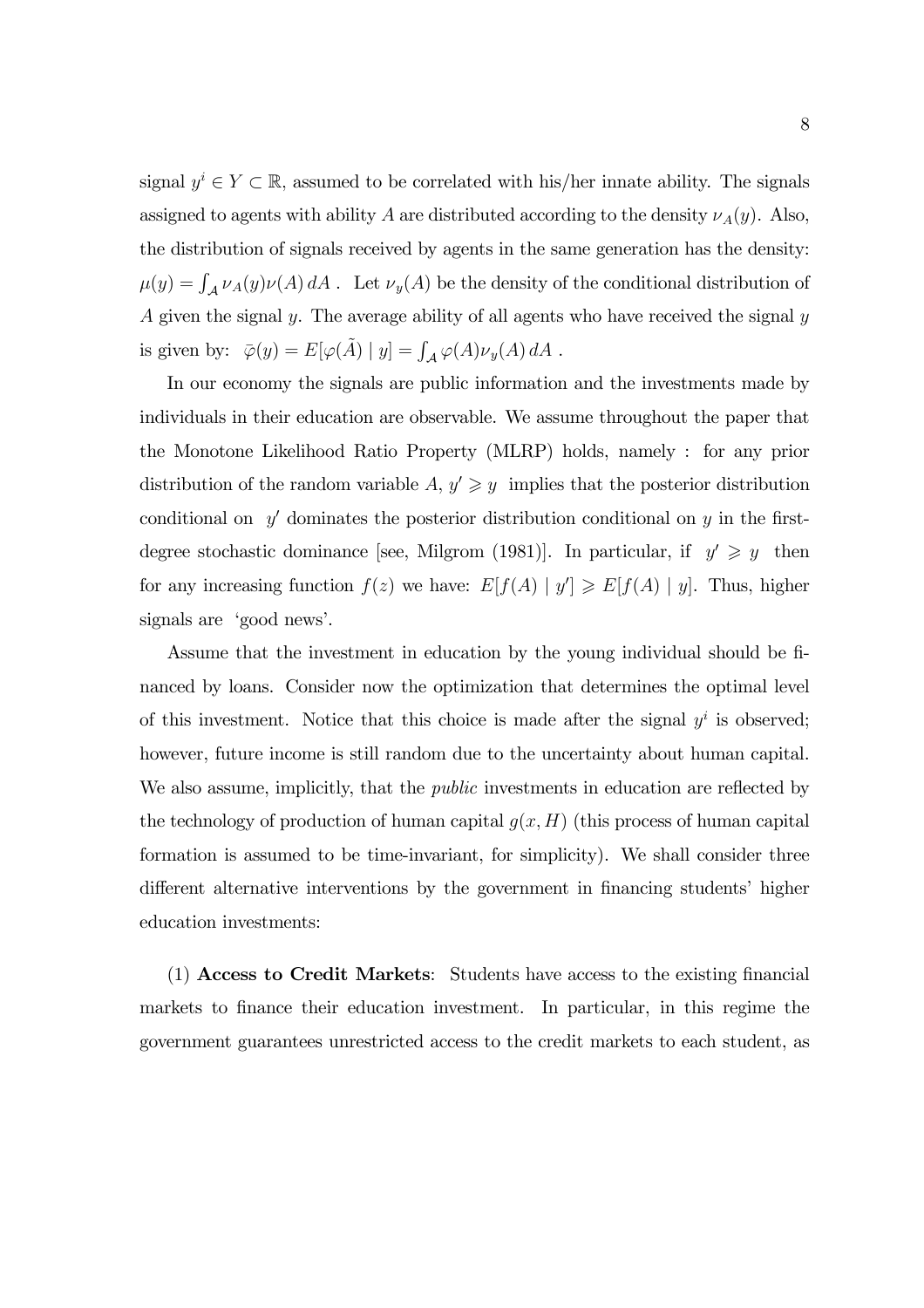signal $y^i \in Y \subset \mathbb{R}$, assumed to be correlated with his/her innate ability. The signals assigned to agents with ability $A$ are distributed according to the density $\nu_A(y)$. Also, the distribution of signals received by agents in the same generation has the density: $\mu(y) = \int_{\mathcal{A}} \nu_A(y)\nu(A)\,dA$ . Let $\nu_y(A)$ be the density of the conditional distribution of $A$ given the signal $y$. The average ability of all agents who have received the signal $y$ is given by: $\bar{\varphi}(y) = E[\varphi(\tilde{A}) \mid y] = \int_{\mathcal{A}} \varphi(A)\nu_y(A)\,dA$ .

In our economy the signals are public information and the investments made by individuals in their education are observable. We assume throughout the paper that the Monotone Likelihood Ratio Property (MLRP) holds, namely : for any prior distribution of the random variable $A$, $y' \geqslant y$ implies that the posterior distribution conditional on $y'$ dominates the posterior distribution conditional on $y$ in the first-degree stochastic dominance [see, Milgrom (1981)]. In particular, if $y' \geqslant y$ then for any increasing function $f(z)$ we have: $E[f(A) \mid y'] \geqslant E[f(A) \mid y]$. Thus, higher signals are 'good news'.

Assume that the investment in education by the young individual should be financed by loans. Consider now the optimization that determines the optimal level of this investment. Notice that this choice is made after the signal $y^i$ is observed; however, future income is still random due to the uncertainty about human capital. We also assume, implicitly, that the *public* investments in education are reflected by the technology of production of human capital $g(x, H)$ (this process of human capital formation is assumed to be time-invariant, for simplicity). We shall consider three different alternative interventions by the government in financing students' higher education investments:

(1) **Access to Credit Markets**: Students have access to the existing financial markets to finance their education investment. In particular, in this regime the government guarantees unrestricted access to the credit markets to each student, as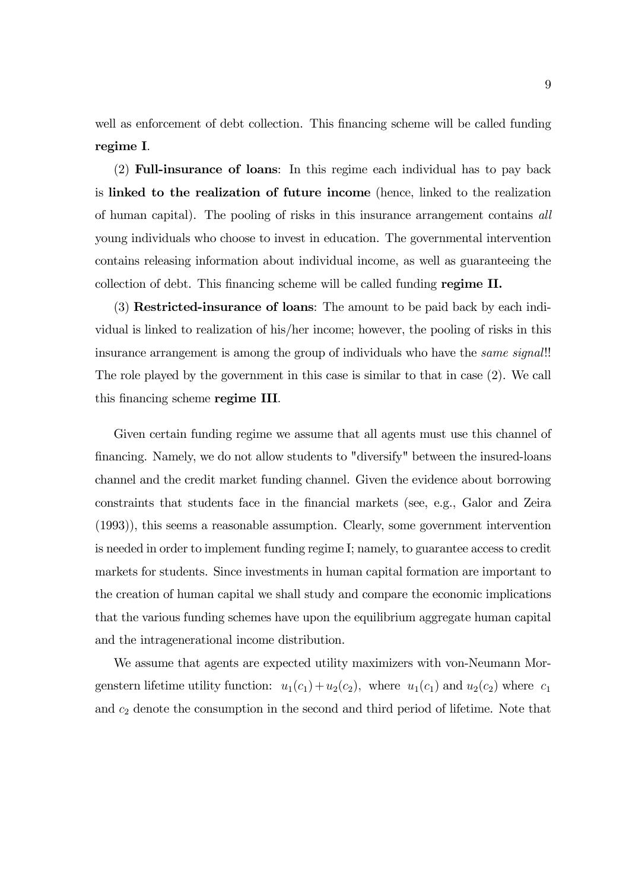well as enforcement of debt collection. This financing scheme will be called funding **regime I**.

(2) **Full-insurance of loans**: In this regime each individual has to pay back is **linked to the realization of future income** (hence, linked to the realization of human capital). The pooling of risks in this insurance arrangement contains *all* young individuals who choose to invest in education. The governmental intervention contains releasing information about individual income, as well as guaranteeing the collection of debt. This financing scheme will be called funding **regime II.**

(3) **Restricted-insurance of loans**: The amount to be paid back by each individual is linked to realization of his/her income; however, the pooling of risks in this insurance arrangement is among the group of individuals who have the *same signal*!! The role played by the government in this case is similar to that in case (2). We call this financing scheme **regime III**.

Given certain funding regime we assume that all agents must use this channel of financing. Namely, we do not allow students to "diversify" between the insured-loans channel and the credit market funding channel. Given the evidence about borrowing constraints that students face in the financial markets (see, e.g., Galor and Zeira (1993)), this seems a reasonable assumption. Clearly, some government intervention is needed in order to implement funding regime I; namely, to guarantee access to credit markets for students. Since investments in human capital formation are important to the creation of human capital we shall study and compare the economic implications that the various funding schemes have upon the equilibrium aggregate human capital and the intragenerational income distribution.

We assume that agents are expected utility maximizers with von-Neumann Morgenstern lifetime utility function: $u_1(c_1) + u_2(c_2)$, where $u_1(c_1)$ and $u_2(c_2)$ where $c_1$ and $c_2$ denote the consumption in the second and third period of lifetime. Note that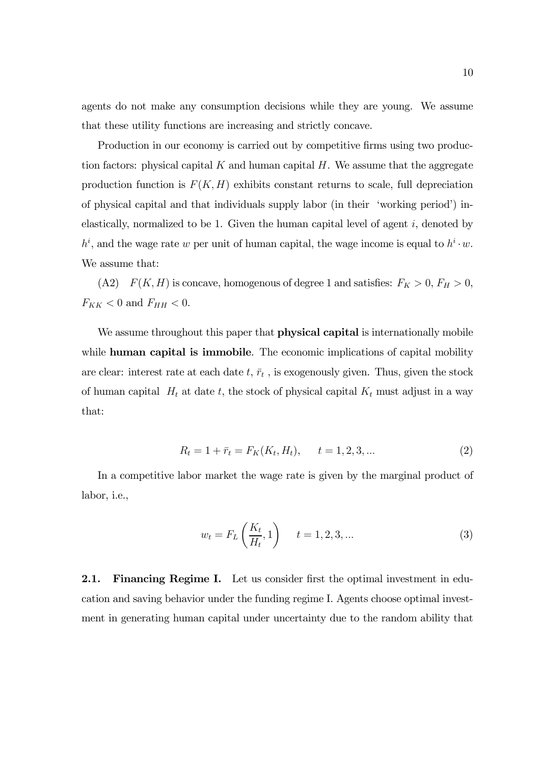agents do not make any consumption decisions while they are young. We assume that these utility functions are increasing and strictly concave.

Production in our economy is carried out by competitive firms using two production factors: physical capital $K$ and human capital $H$. We assume that the aggregate production function is $F(K, H)$ exhibits constant returns to scale, full depreciation of physical capital and that individuals supply labor (in their 'working period') inelastically, normalized to be 1. Given the human capital level of agent $i$, denoted by $h^i$, and the wage rate $w$ per unit of human capital, the wage income is equal to $h^i \cdot w$. We assume that:

(A2) $F(K, H)$ is concave, homogenous of degree 1 and satisfies: $F_K > 0$, $F_H > 0$, $F_{KK} < 0$ and $F_{HH} < 0$.

We assume throughout this paper that **physical capital** is internationally mobile while **human capital is immobile**. The economic implications of capital mobility are clear: interest rate at each date $t$, $\bar{r}_t$ , is exogenously given. Thus, given the stock of human capital $H_t$ at date $t$, the stock of physical capital $K_t$ must adjust in a way that:

$$R_t = 1 + \bar{r}_t = F_K(K_t, H_t), \qquad t = 1, 2, 3, ... \tag{2}$$

In a competitive labor market the wage rate is given by the marginal product of labor, i.e.,

$$w_t = F_L\left(\frac{K_t}{H_t}, 1\right) \qquad t = 1, 2, 3, ... \tag{3}$$

**2.1. Financing Regime I.** Let us consider first the optimal investment in education and saving behavior under the funding regime I. Agents choose optimal investment in generating human capital under uncertainty due to the random ability that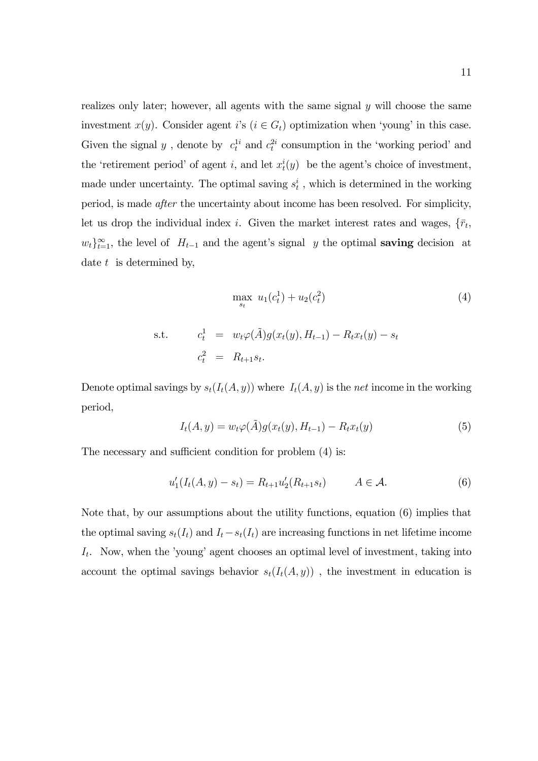realizes only later; however, all agents with the same signal $y$ will choose the same investment $x(y)$. Consider agent $i$'s ($i \in G_t$) optimization when 'young' in this case. Given the signal $y$ , denote by $c_t^{1i}$ and $c_t^{2i}$ consumption in the 'working period' and the 'retirement period' of agent $i$, and let $x_t^i(y)$ be the agent's choice of investment, made under uncertainty. The optimal saving $s_t^i$ , which is determined in the working period, is made *after* the uncertainty about income has been resolved. For simplicity, let us drop the individual index $i$. Given the market interest rates and wages, $\{\bar{r}_t, w_t\}_{t=1}^{\infty}$, the level of $H_{t-1}$ and the agent's signal $y$ the optimal **saving** decision at date $t$ is determined by,

$$\max_{s_t} \; u_1(c_t^1) + u_2(c_t^2) \tag{4}$$

$$\text{s.t.} \qquad \begin{aligned} c_t^1 &= w_t \varphi(\tilde{A}) g(x_t(y), H_{t-1}) - R_t x_t(y) - s_t \\ c_t^2 &= R_{t+1} s_t. \end{aligned}$$

Denote optimal savings by $s_t(I_t(A, y))$ where $I_t(A, y)$ is the *net* income in the working period,

$$I_t(A, y) = w_t \varphi(\tilde{A}) g(x_t(y), H_{t-1}) - R_t x_t(y) \tag{5}$$

The necessary and sufficient condition for problem (4) is:

$$u_1'(I_t(A, y) - s_t) = R_{t+1} u_2'(R_{t+1} s_t) \qquad A \in \mathcal{A}. \tag{6}$$

Note that, by our assumptions about the utility functions, equation (6) implies that the optimal saving $s_t(I_t)$ and $I_t - s_t(I_t)$ are increasing functions in net lifetime income $I_t$. Now, when the 'young' agent chooses an optimal level of investment, taking into account the optimal savings behavior $s_t(I_t(A, y))$ , the investment in education is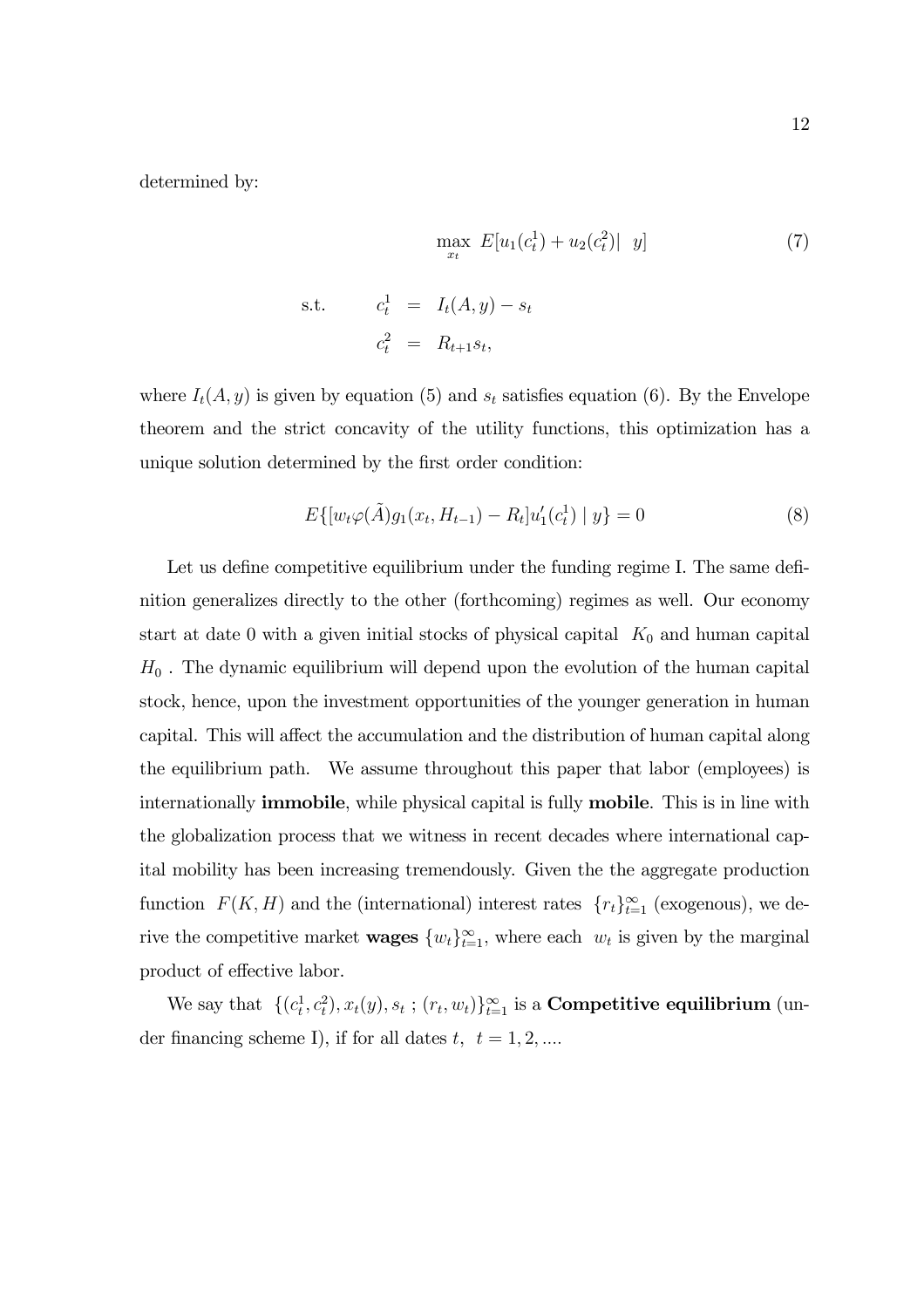determined by:

$$\max_{x_t} \; E[u_1(c_t^1) + u_2(c_t^2) | \;\; y] \tag{7}$$

$$\text{s.t.} \qquad c_t^1 = I_t(A, y) - s_t$$
$$c_t^2 = R_{t+1} s_t,$$

where $I_t(A, y)$ is given by equation (5) and $s_t$ satisfies equation (6). By the Envelope theorem and the strict concavity of the utility functions, this optimization has a unique solution determined by the first order condition:

$$E\{[w_t \varphi(\tilde{A}) g_1(x_t, H_{t-1}) - R_t] u_1'(c_t^1) \mid y\} = 0 \tag{8}$$

Let us define competitive equilibrium under the funding regime I. The same definition generalizes directly to the other (forthcoming) regimes as well. Our economy start at date 0 with a given initial stocks of physical capital $K_0$ and human capital $H_0$ . The dynamic equilibrium will depend upon the evolution of the human capital stock, hence, upon the investment opportunities of the younger generation in human capital. This will affect the accumulation and the distribution of human capital along the equilibrium path. We assume throughout this paper that labor (employees) is internationally **immobile**, while physical capital is fully **mobile**. This is in line with the globalization process that we witness in recent decades where international capital mobility has been increasing tremendously. Given the the aggregate production function $F(K, H)$ and the (international) interest rates $\{r_t\}_{t=1}^{\infty}$ (exogenous), we derive the competitive market **wages** $\{w_t\}_{t=1}^{\infty}$, where each $w_t$ is given by the marginal product of effective labor.

We say that $\{(c_t^1, c_t^2), x_t(y), s_t \; ; (r_t, w_t)\}_{t=1}^{\infty}$ is a **Competitive equilibrium** (under financing scheme I), if for all dates $t$, $t = 1, 2, ....$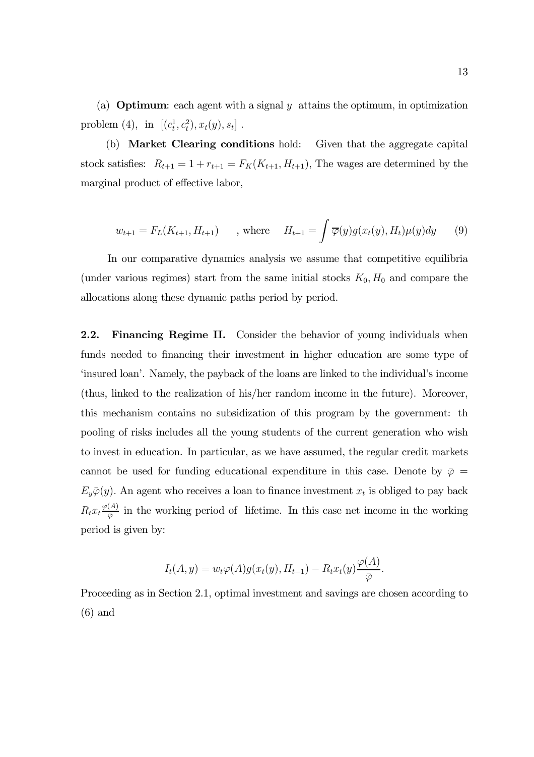(a) **Optimum**: each agent with a signal $y$ attains the optimum, in optimization problem (4), in $[(c_t^1, c_t^2), x_t(y), s_t]$ .

(b) **Market Clearing conditions** hold: Given that the aggregate capital stock satisfies: $R_{t+1} = 1 + r_{t+1} = F_K(K_{t+1}, H_{t+1})$, The wages are determined by the marginal product of effective labor,

$$w_{t+1} = F_L(K_{t+1}, H_{t+1}) \qquad \text{, where} \qquad H_{t+1} = \int \overline{\varphi}(y) g(x_t(y), H_t) \mu(y) dy \qquad (9)$$

In our comparative dynamics analysis we assume that competitive equilibria (under various regimes) start from the same initial stocks $K_0, H_0$ and compare the allocations along these dynamic paths period by period.

**2.2. Financing Regime II.** Consider the behavior of young individuals when funds needed to financing their investment in higher education are some type of 'insured loan'. Namely, the payback of the loans are linked to the individual's income (thus, linked to the realization of his/her random income in the future). Moreover, this mechanism contains no subsidization of this program by the government: th pooling of risks includes all the young students of the current generation who wish to invest in education. In particular, as we have assumed, the regular credit markets cannot be used for funding educational expenditure in this case. Denote by $\bar{\varphi} = E_y \bar{\varphi}(y)$. An agent who receives a loan to finance investment $x_t$ is obliged to pay back $R_t x_t \frac{\varphi(A)}{\bar{\varphi}}$ in the working period of lifetime. In this case net income in the working period is given by:

$$I_t(A, y) = w_t \varphi(A) g(x_t(y), H_{t-1}) - R_t x_t(y) \frac{\varphi(A)}{\bar{\varphi}}.$$

Proceeding as in Section 2.1, optimal investment and savings are chosen according to (6) and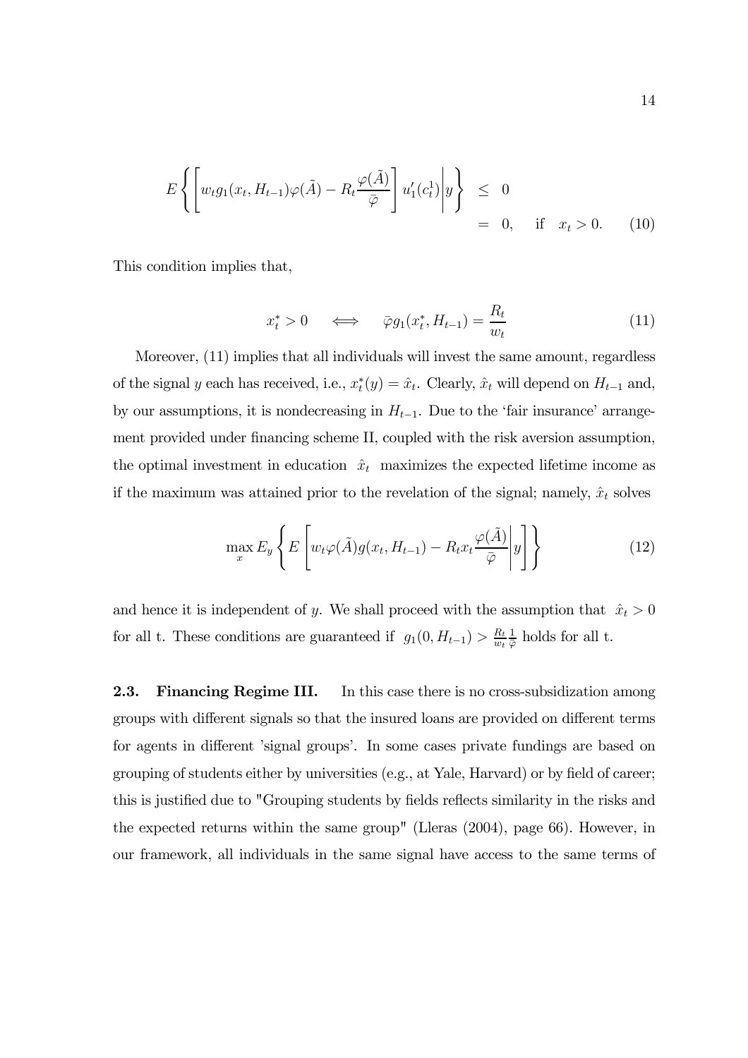$$E\left\{\left[w_t g_1(x_t, H_{t-1})\varphi(\tilde{A}) - R_t \frac{\varphi(\tilde{A})}{\bar{\varphi}}\right] u_1'(c_t^1) \middle| y\right\} \begin{array}{l} \leq \;\; 0 \\ = \;\; 0, \quad \text{if} \quad x_t > 0. \end{array} \tag{10}$$

This condition implies that,

$$x_t^* > 0 \quad \Longleftrightarrow \quad \bar{\varphi} g_1(x_t^*, H_{t-1}) = \frac{R_t}{w_t} \tag{11}$$

Moreover, (11) implies that all individuals will invest the same amount, regardless of the signal $y$ each has received, i.e., $x_t^*(y) = \hat{x}_t$. Clearly, $\hat{x}_t$ will depend on $H_{t-1}$ and, by our assumptions, it is nondecreasing in $H_{t-1}$. Due to the 'fair insurance' arrangement provided under financing scheme II, coupled with the risk aversion assumption, the optimal investment in education $\hat{x}_t$ maximizes the expected lifetime income as if the maximum was attained prior to the revelation of the signal; namely, $\hat{x}_t$ solves

$$\max_x E_y \left\{ E\left[w_t \varphi(\tilde{A}) g(x_t, H_{t-1}) - R_t x_t \frac{\varphi(\tilde{A})}{\bar{\varphi}} \middle| y\right]\right\} \tag{12}$$

and hence it is independent of $y$. We shall proceed with the assumption that $\hat{x}_t > 0$ for all t. These conditions are guaranteed if $g_1(0, H_{t-1}) > \frac{R_t}{w_t}\frac{1}{\bar{\varphi}}$ holds for all t.

**2.3. Financing Regime III.** In this case there is no cross-subsidization among groups with different signals so that the insured loans are provided on different terms for agents in different 'signal groups'. In some cases private fundings are based on grouping of students either by universities (e.g., at Yale, Harvard) or by field of career; this is justified due to "Grouping students by fields reflects similarity in the risks and the expected returns within the same group" (Lleras (2004), page 66). However, in our framework, all individuals in the same signal have access to the same terms of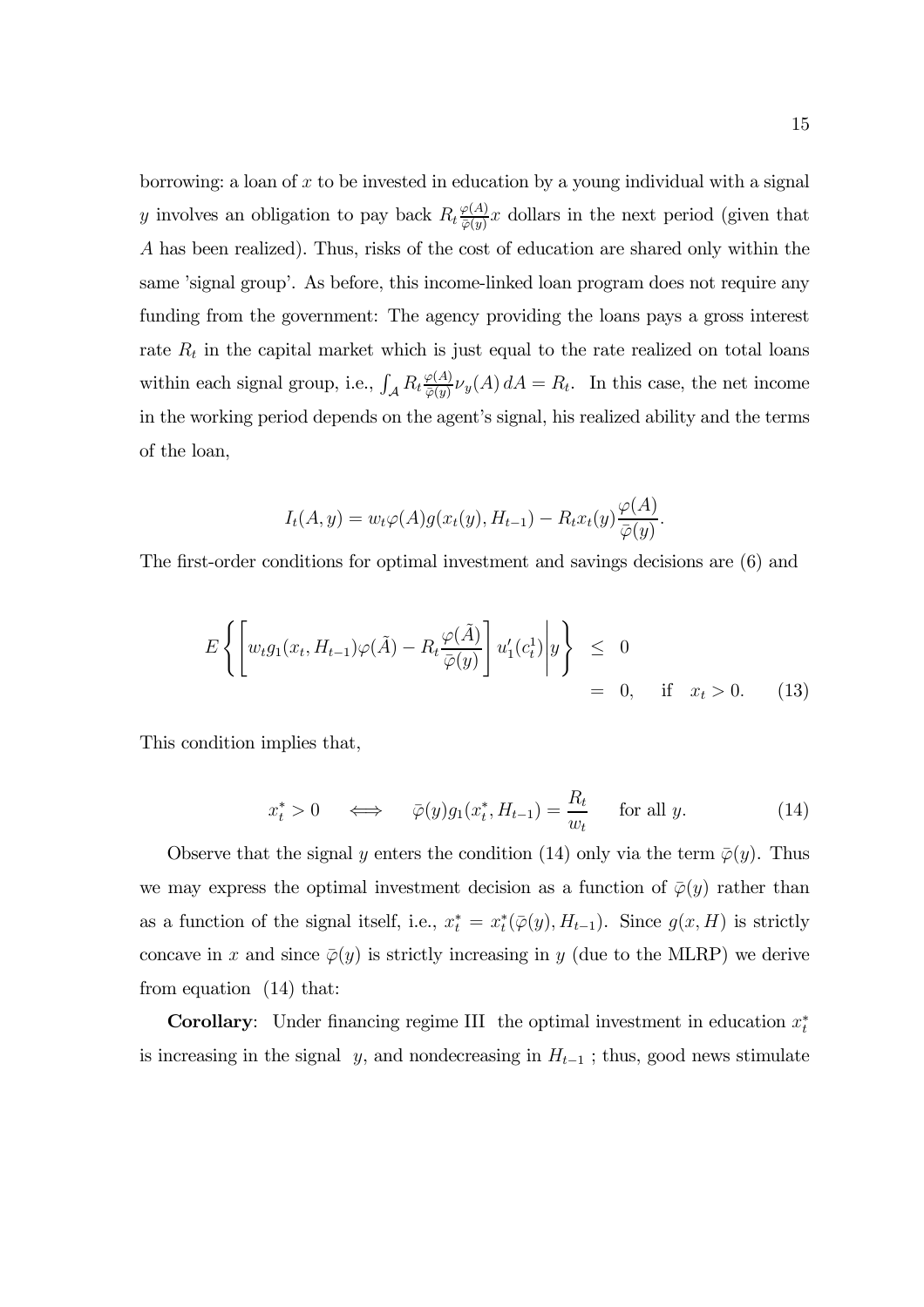borrowing: a loan of $x$ to be invested in education by a young individual with a signal $y$ involves an obligation to pay back $R_t \frac{\varphi(A)}{\bar{\varphi}(y)} x$ dollars in the next period (given that $A$ has been realized). Thus, risks of the cost of education are shared only within the same 'signal group'. As before, this income-linked loan program does not require any funding from the government: The agency providing the loans pays a gross interest rate $R_t$ in the capital market which is just equal to the rate realized on total loans within each signal group, i.e., $\int_{\mathcal{A}} R_t \frac{\varphi(A)}{\bar{\varphi}(y)} \nu_y(A)\, dA = R_t$. In this case, the net income in the working period depends on the agent's signal, his realized ability and the terms of the loan,

$$I_t(A, y) = w_t \varphi(A) g(x_t(y), H_{t-1}) - R_t x_t(y) \frac{\varphi(A)}{\bar{\varphi}(y)}.$$

The first-order conditions for optimal investment and savings decisions are (6) and

$$E\left\{ \left[ w_t g_1(x_t, H_{t-1}) \varphi(\tilde{A}) - R_t \frac{\varphi(\tilde{A})}{\bar{\varphi}(y)} \right] u_1'(c_t^1) \middle| y \right\} \begin{array}{l} \leq \; 0 \\ = \; 0, \quad \text{if} \quad x_t > 0. \end{array} \tag{13}$$

This condition implies that,

$$x_t^* > 0 \quad \iff \quad \bar{\varphi}(y) g_1(x_t^*, H_{t-1}) = \frac{R_t}{w_t} \quad \text{ for all } y. \tag{14}$$

Observe that the signal $y$ enters the condition (14) only via the term $\bar{\varphi}(y)$. Thus we may express the optimal investment decision as a function of $\bar{\varphi}(y)$ rather than as a function of the signal itself, i.e., $x_t^* = x_t^*(\bar{\varphi}(y), H_{t-1})$. Since $g(x, H)$ is strictly concave in $x$ and since $\bar{\varphi}(y)$ is strictly increasing in $y$ (due to the MLRP) we derive from equation (14) that:

**Corollary**: Under financing regime III the optimal investment in education $x_t^*$ is increasing in the signal $y$, and nondecreasing in $H_{t-1}$ ; thus, good news stimulate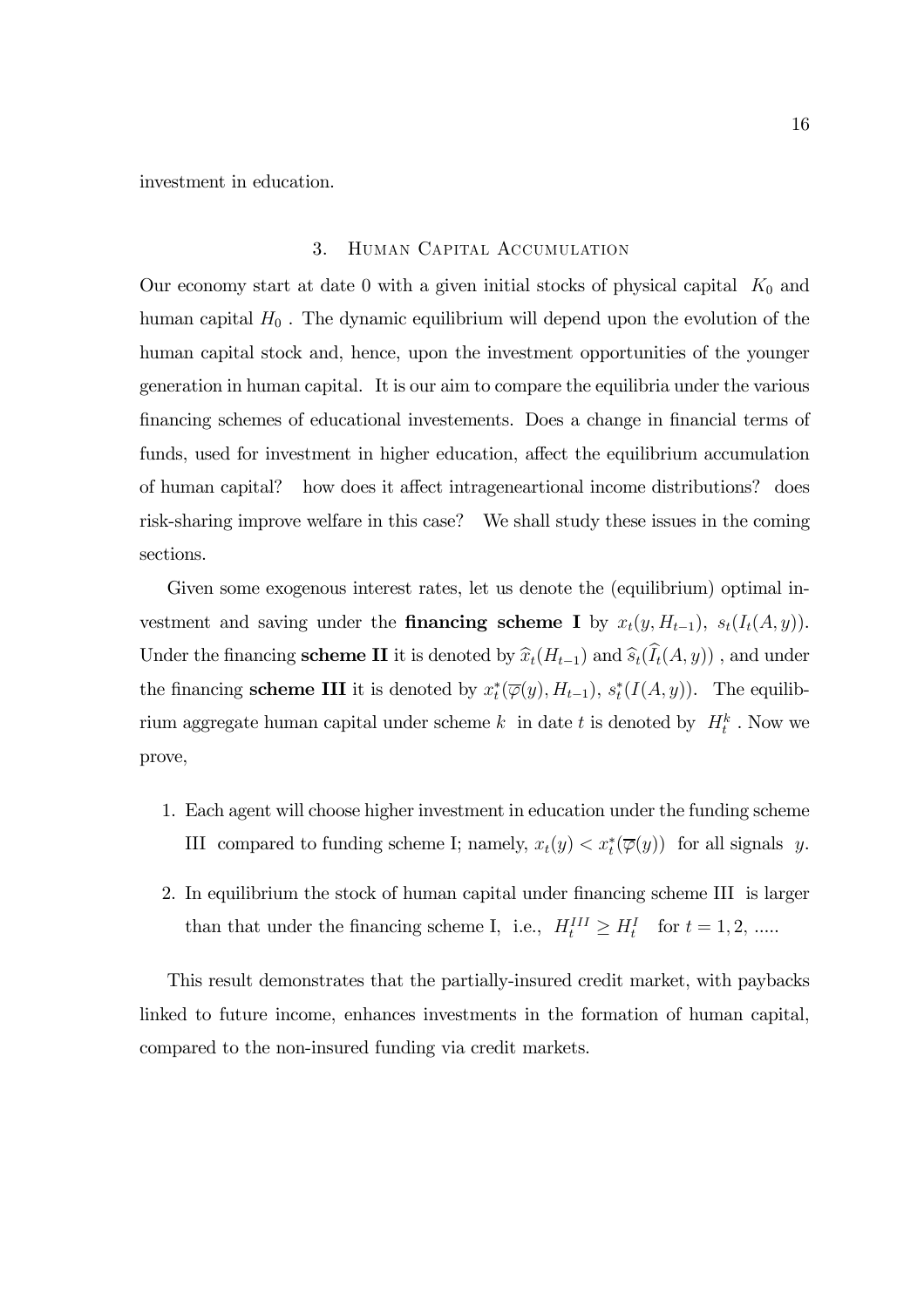investment in education.

## 3. Human Capital Accumulation

Our economy start at date 0 with a given initial stocks of physical capital $K_0$ and human capital $H_0$ . The dynamic equilibrium will depend upon the evolution of the human capital stock and, hence, upon the investment opportunities of the younger generation in human capital. It is our aim to compare the equilibria under the various financing schemes of educational investements. Does a change in financial terms of funds, used for investment in higher education, affect the equilibrium accumulation of human capital? how does it affect intrageneartional income distributions? does risk-sharing improve welfare in this case? We shall study these issues in the coming sections.

Given some exogenous interest rates, let us denote the (equilibrium) optimal investment and saving under the **financing scheme I** by $x_t(y, H_{t-1}),\ s_t(I_t(A, y))$. Under the financing **scheme II** it is denoted by $\widehat{x}_t(H_{t-1})$ and $\widehat{s}_t(\widehat{I}_t(A, y))$ , and under the financing **scheme III** it is denoted by $x_t^*(\overline{\varphi}(y), H_{t-1}),\ s_t^*(I(A, y))$. The equilibrium aggregate human capital under scheme $k$ in date $t$ is denoted by $H_t^k$ . Now we prove,

1. Each agent will choose higher investment in education under the funding scheme III compared to funding scheme I; namely, $x_t(y) < x_t^*(\overline{\varphi}(y))$ for all signals $y$.
2. In equilibrium the stock of human capital under financing scheme III is larger than that under the financing scheme I, i.e., $H_t^{III} \geq H_t^{I}$ for $t = 1, 2, .....$

This result demonstrates that the partially-insured credit market, with paybacks linked to future income, enhances investments in the formation of human capital, compared to the non-insured funding via credit markets.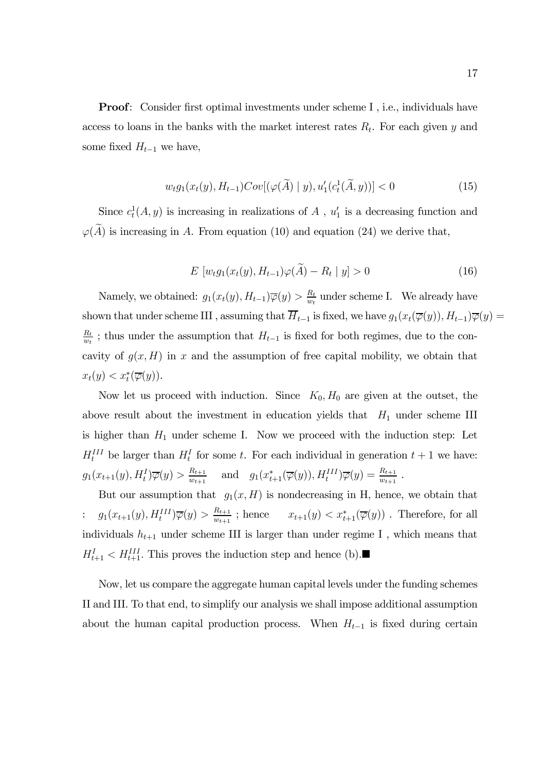**Proof**: Consider first optimal investments under scheme I , i.e., individuals have access to loans in the banks with the market interest rates $R_t$. For each given $y$ and some fixed $H_{t-1}$ we have,

$$w_t g_1(x_t(y), H_{t-1}) Cov[(\varphi(\widetilde{A}) \mid y), u_1'(c_t^1(\widetilde{A}, y))] < 0 \tag{15}$$

Since $c_t^1(A, y)$ is increasing in realizations of $A$ , $u_1'$ is a decreasing function and $\varphi(\widetilde{A})$ is increasing in $A$. From equation (10) and equation (24) we derive that,

$$E\ [w_t g_1(x_t(y), H_{t-1})\varphi(\widetilde{A}) - R_t \mid y] > 0 \tag{16}$$

Namely, we obtained: $g_1(x_t(y), H_{t-1})\overline{\varphi}(y) > \frac{R_t}{w_t}$ under scheme I. We already have shown that under scheme III , assuming that $\overline{H}_{t-1}$ is fixed, we have $g_1(x_t(\overline{\varphi}(y)), H_{t-1})\overline{\varphi}(y) = \frac{R_t}{w_t}$ ; thus under the assumption that $H_{t-1}$ is fixed for both regimes, due to the concavity of $g(x, H)$ in $x$ and the assumption of free capital mobility, we obtain that $x_t(y) < x_t^*(\overline{\varphi}(y))$.

Now let us proceed with induction. Since $K_0, H_0$ are given at the outset, the above result about the investment in education yields that $H_1$ under scheme III is higher than $H_1$ under scheme I. Now we proceed with the induction step: Let $H_t^{III}$ be larger than $H_t^I$ for some $t$. For each individual in generation $t+1$ we have: $g_1(x_{t+1}(y), H_t^I)\overline{\varphi}(y) > \frac{R_{t+1}}{w_{t+1}}$ and $g_1(x_{t+1}^*(\overline{\varphi}(y)), H_t^{III})\overline{\varphi}(y) = \frac{R_{t+1}}{w_{t+1}}$ .

But our assumption that $g_1(x, H)$ is nondecreasing in H, hence, we obtain that : $g_1(x_{t+1}(y), H_t^{III})\overline{\varphi}(y) > \frac{R_{t+1}}{w_{t+1}}$ ; hence $x_{t+1}(y) < x_{t+1}^*(\overline{\varphi}(y))$ . Therefore, for all individuals $h_{t+1}$ under scheme III is larger than under regime I , which means that $H_{t+1}^I < H_{t+1}^{III}$. This proves the induction step and hence (b).■

Now, let us compare the aggregate human capital levels under the funding schemes II and III. To that end, to simplify our analysis we shall impose additional assumption about the human capital production process. When $H_{t-1}$ is fixed during certain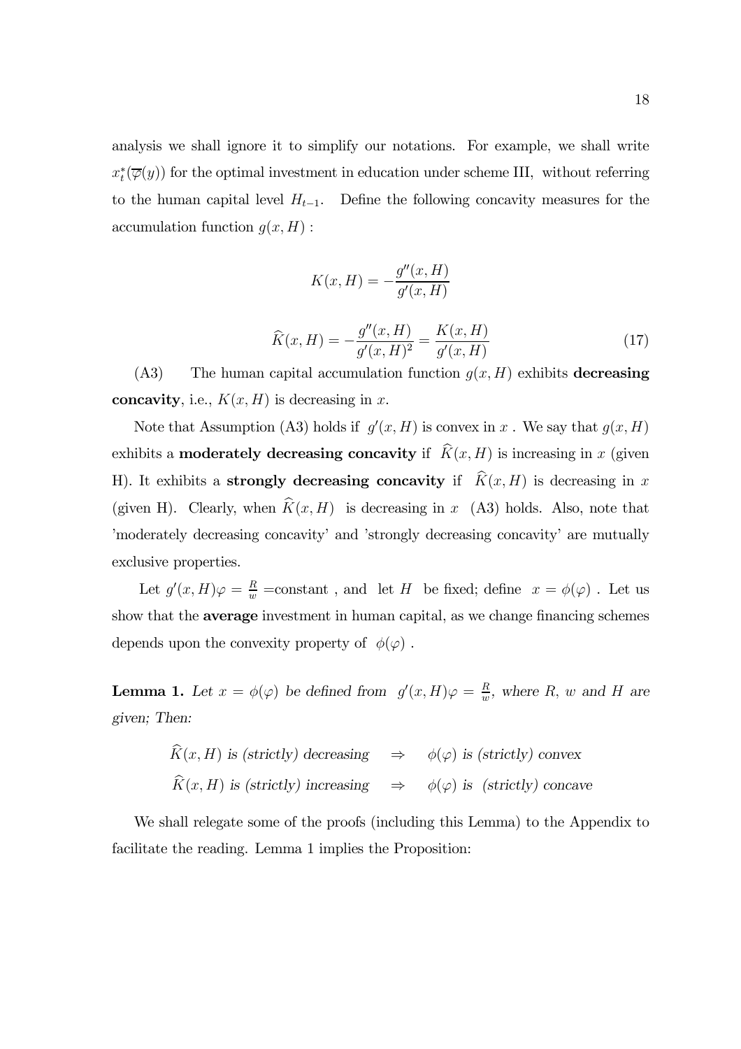analysis we shall ignore it to simplify our notations. For example, we shall write $x_t^*(\overline{\varphi}(y))$ for the optimal investment in education under scheme III, without referring to the human capital level $H_{t-1}$. Define the following concavity measures for the accumulation function $g(x, H)$ :

$$K(x, H) = -\frac{g''(x, H)}{g'(x, H)}$$

$$\widehat{K}(x, H) = -\frac{g''(x, H)}{g'(x, H)^2} = \frac{K(x, H)}{g'(x, H)} \tag{17}$$

(A3) The human capital accumulation function $g(x, H)$ exhibits **decreasing concavity**, i.e., $K(x, H)$ is decreasing in $x$.

Note that Assumption (A3) holds if $g'(x, H)$ is convex in $x$ . We say that $g(x, H)$ exhibits a **moderately decreasing concavity** if $\widehat{K}(x, H)$ is increasing in $x$ (given H). It exhibits a **strongly decreasing concavity** if $\widehat{K}(x, H)$ is decreasing in $x$ (given H). Clearly, when $\widehat{K}(x, H)$ is decreasing in $x$ (A3) holds. Also, note that 'moderately decreasing concavity' and 'strongly decreasing concavity' are mutually exclusive properties.

Let $g'(x, H)\varphi = \frac{R}{w}$ =constant , and let $H$ be fixed; define $x = \phi(\varphi)$ . Let us show that the **average** investment in human capital, as we change financing schemes depends upon the convexity property of $\phi(\varphi)$ .

**Lemma 1.** *Let $x = \phi(\varphi)$ be defined from $g'(x, H)\varphi = \frac{R}{w}$, where $R$, $w$ and $H$ are given; Then:*

$$\widehat{K}(x, H) \text{ is (strictly) decreasing} \quad \Rightarrow \quad \phi(\varphi) \text{ is (strictly) convex}$$

$$\widehat{K}(x, H) \text{ is (strictly) increasing} \quad \Rightarrow \quad \phi(\varphi) \text{ is (strictly) concave}$$

We shall relegate some of the proofs (including this Lemma) to the Appendix to facilitate the reading. Lemma 1 implies the Proposition: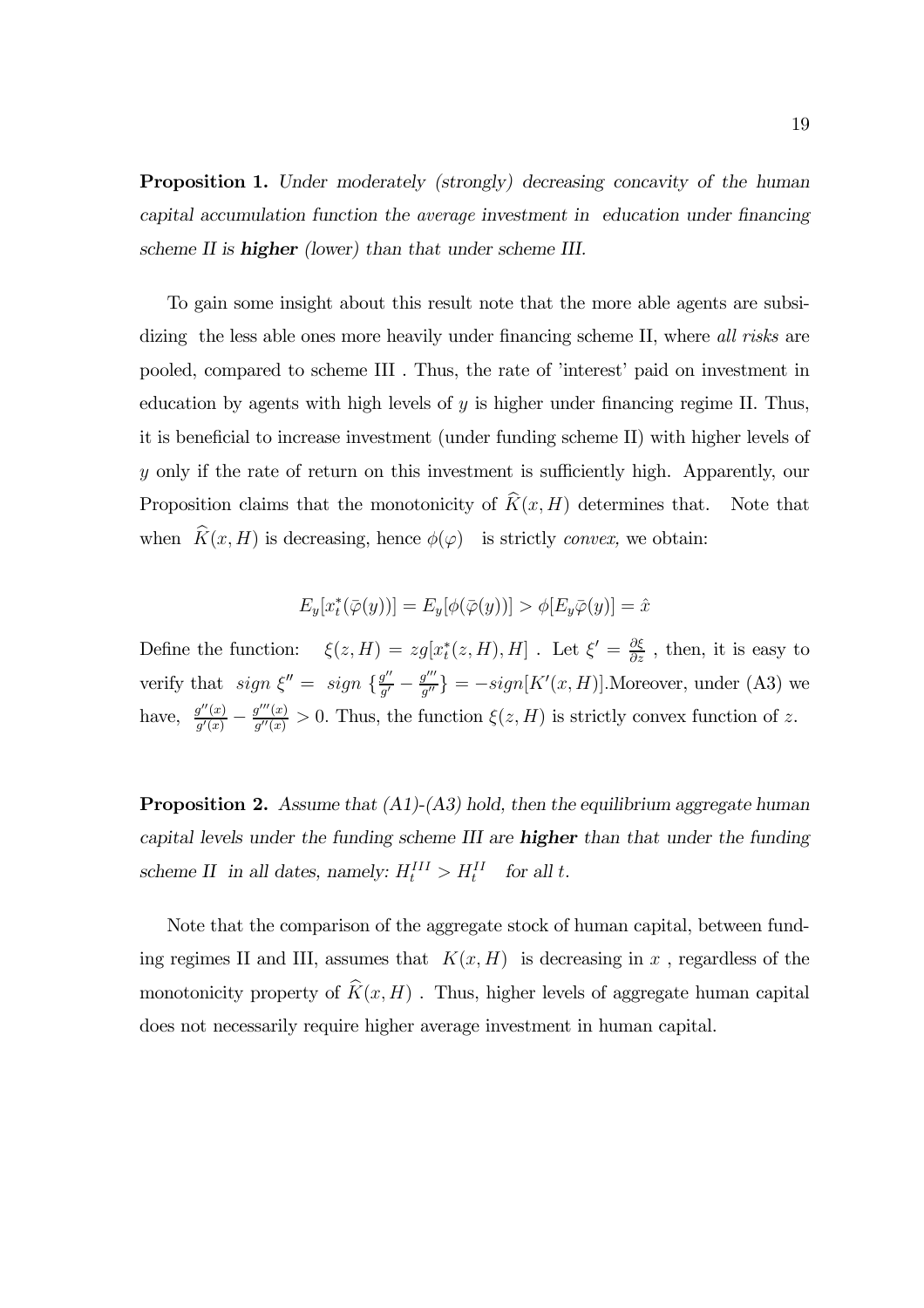**Proposition 1.** *Under moderately (strongly) decreasing concavity of the human capital accumulation function the average investment in education under financing scheme II is **higher** (lower) than that under scheme III.*

To gain some insight about this result note that the more able agents are subsidizing the less able ones more heavily under financing scheme II, where *all risks* are pooled, compared to scheme III . Thus, the rate of 'interest' paid on investment in education by agents with high levels of $y$ is higher under financing regime II. Thus, it is beneficial to increase investment (under funding scheme II) with higher levels of $y$ only if the rate of return on this investment is sufficiently high. Apparently, our Proposition claims that the monotonicity of $\widehat{K}(x, H)$ determines that. Note that when $\widehat{K}(x, H)$ is decreasing, hence $\phi(\varphi)$ is strictly *convex,* we obtain:

$$E_y[x_t^*(\bar{\varphi}(y))] = E_y[\phi(\bar{\varphi}(y))] > \phi[E_y\bar{\varphi}(y)] = \hat{x}$$

Define the function: $\xi(z, H) = zg[x_t^*(z, H), H]$ . Let $\xi' = \frac{\partial \xi}{\partial z}$ , then, it is easy to verify that $sign\ \xi'' = sign\ \{\frac{g''}{g'} - \frac{g'''}{g''}\} = -sign[K'(x, H)]$.Moreover, under (A3) we have, $\frac{g''(x)}{g'(x)} - \frac{g'''(x)}{g''(x)} > 0$. Thus, the function $\xi(z, H)$ is strictly convex function of $z$.

**Proposition 2.** *Assume that (A1)-(A3) hold, then the equilibrium aggregate human capital levels under the funding scheme III are **higher** than that under the funding scheme II in all dates, namely: $H_t^{III} > H_t^{II}$ for all $t$.*

Note that the comparison of the aggregate stock of human capital, between funding regimes II and III, assumes that $K(x, H)$ is decreasing in $x$ , regardless of the monotonicity property of $\widehat{K}(x, H)$ . Thus, higher levels of aggregate human capital does not necessarily require higher average investment in human capital.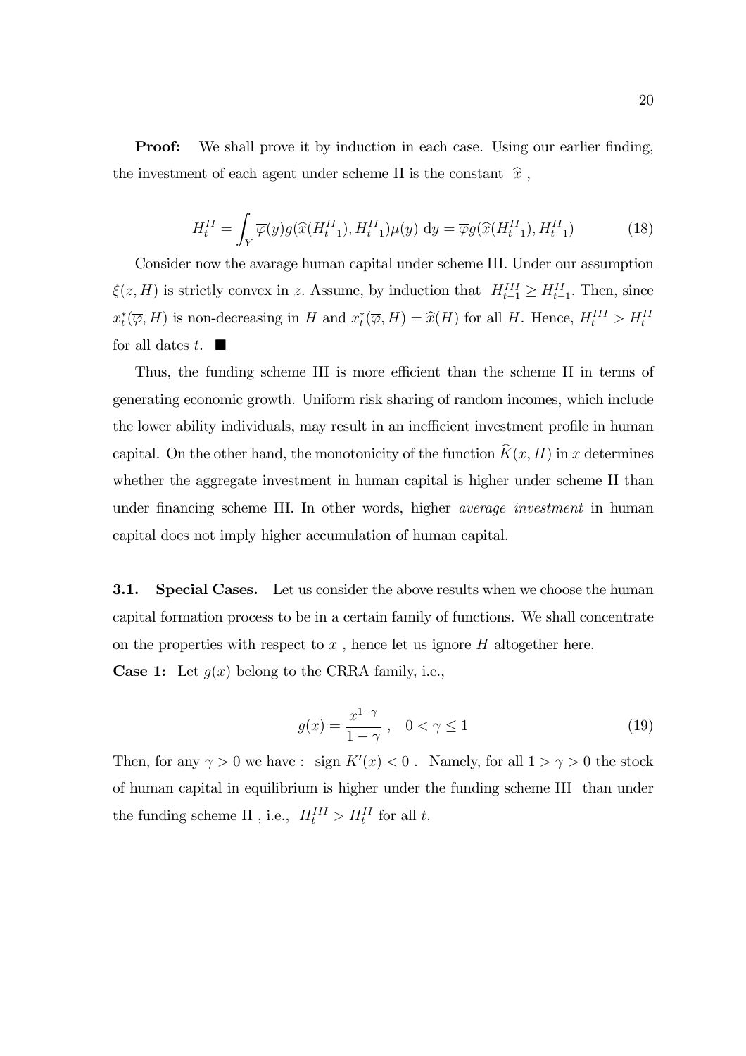**Proof:** We shall prove it by induction in each case. Using our earlier finding, the investment of each agent under scheme II is the constant $\widehat{x}$ ,

$$H_t^{II} = \int_Y \overline{\varphi}(y) g(\widehat{x}(H_{t-1}^{II}), H_{t-1}^{II}) \mu(y) \, \mathrm{d}y = \overline{\varphi} g(\widehat{x}(H_{t-1}^{II}), H_{t-1}^{II}) \tag{18}$$

Consider now the avarage human capital under scheme III. Under our assumption $\xi(z, H)$ is strictly convex in $z$. Assume, by induction that $H_{t-1}^{III} \geq H_{t-1}^{II}$. Then, since $x_t^*(\overline{\varphi}, H)$ is non-decreasing in $H$ and $x_t^*(\overline{\varphi}, H) = \widehat{x}(H)$ for all $H$. Hence, $H_t^{III} > H_t^{II}$ for all dates $t$. ■

Thus, the funding scheme III is more efficient than the scheme II in terms of generating economic growth. Uniform risk sharing of random incomes, which include the lower ability individuals, may result in an inefficient investment profile in human capital. On the other hand, the monotonicity of the function $\widehat{K}(x, H)$ in $x$ determines whether the aggregate investment in human capital is higher under scheme II than under financing scheme III. In other words, higher *average investment* in human capital does not imply higher accumulation of human capital.

**3.1. Special Cases.** Let us consider the above results when we choose the human capital formation process to be in a certain family of functions. We shall concentrate on the properties with respect to $x$ , hence let us ignore $H$ altogether here.

**Case 1:** Let $g(x)$ belong to the CRRA family, i.e.,

$$g(x) = \frac{x^{1-\gamma}}{1-\gamma}, \quad 0 < \gamma \leq 1 \tag{19}$$

Then, for any $\gamma > 0$ we have : sign $K'(x) < 0$ . Namely, for all $1 > \gamma > 0$ the stock of human capital in equilibrium is higher under the funding scheme III than under the funding scheme II , i.e., $H_t^{III} > H_t^{II}$ for all $t$.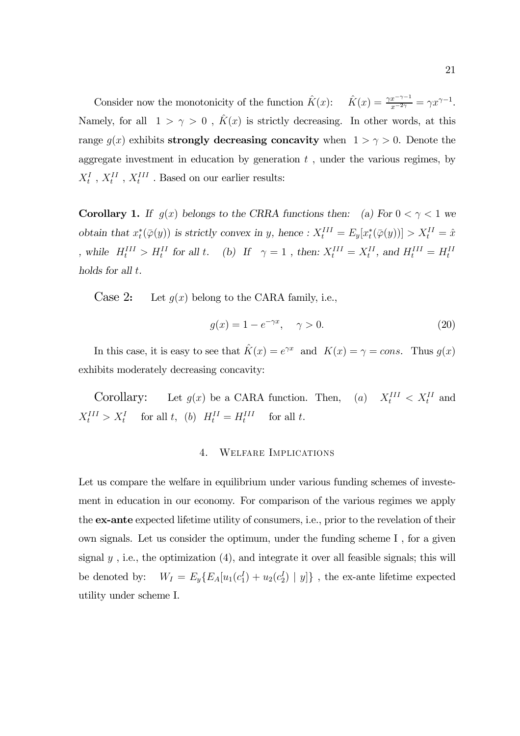Consider now the monotonicity of the function $\hat{K}(x)$: $\hat{K}(x) = \frac{\gamma x^{-\gamma-1}}{x^{-2\gamma}} = \gamma x^{\gamma-1}$. Namely, for all $1 > \gamma > 0$ , $\hat{K}(x)$ is strictly decreasing. In other words, at this range $g(x)$ exhibits **strongly decreasing concavity** when $1 > \gamma > 0$. Denote the aggregate investment in education by generation $t$ , under the various regimes, by $X_t^I$ , $X_t^{II}$ , $X_t^{III}$ . Based on our earlier results:

**Corollary 1.** *If $g(x)$ belongs to the CRRA functions then: (a) For $0 < \gamma < 1$ we obtain that $x_t^*(\bar{\varphi}(y))$ is strictly convex in y, hence : $X_t^{III} = E_y[x_t^*(\bar{\varphi}(y))] > X_t^{II} = \hat{x}$ , while $H_t^{III} > H_t^{II}$ for all t. (b) If $\gamma = 1$ , then: $X_t^{III} = X_t^{II}$, and $H_t^{III} = H_t^{II}$ holds for all t.*

Case 2: Let $g(x)$ belong to the CARA family, i.e.,

$$g(x) = 1 - e^{-\gamma x}, \quad \gamma > 0. \tag{20}$$

In this case, it is easy to see that $\hat{K}(x) = e^{\gamma x}$ and $K(x) = \gamma = cons$. Thus $g(x)$ exhibits moderately decreasing concavity:

Corollary: Let $g(x)$ be a CARA function. Then, $(a)$ $X_t^{III} < X_t^{II}$ and $X_t^{III} > X_t^I$ for all $t$, $(b)$ $H_t^{II} = H_t^{III}$ for all $t$.

## 4. Welfare Implications

Let us compare the welfare in equilibrium under various funding schemes of investement in education in our economy. For comparison of the various regimes we apply the **ex-ante** expected lifetime utility of consumers, i.e., prior to the revelation of their own signals. Let us consider the optimum, under the funding scheme I , for a given signal $y$ , i.e., the optimization (4), and integrate it over all feasible signals; this will be denoted by: $W_I = E_y\{E_A[u_1(c_1^I) + u_2(c_2^I) \mid y]\}$ , the ex-ante lifetime expected utility under scheme I.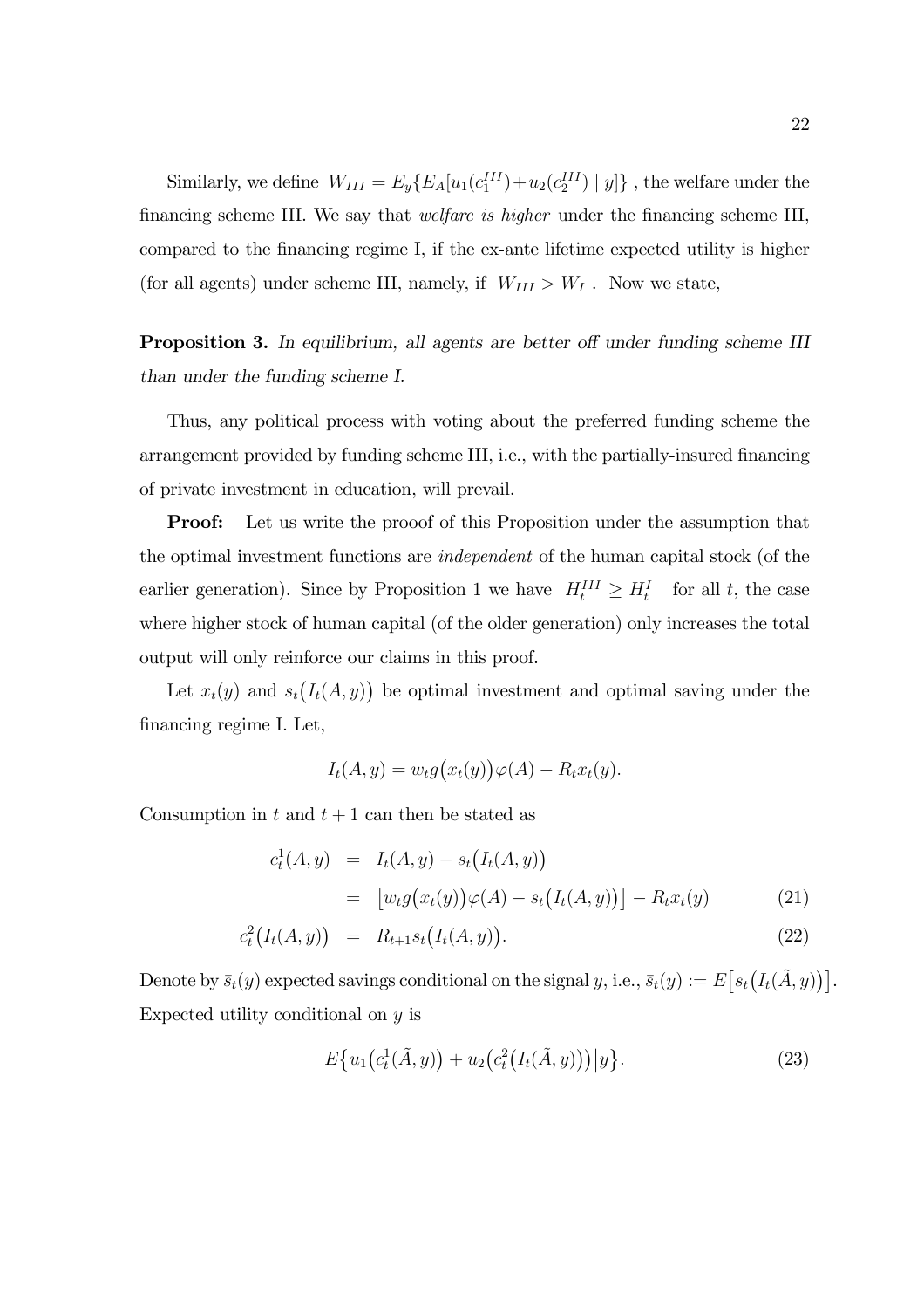Similarly, we define $W_{III} = E_y\{E_A[u_1(c_1^{III}) + u_2(c_2^{III}) \mid y]\}$ , the welfare under the financing scheme III. We say that *welfare is higher* under the financing scheme III, compared to the financing regime I, if the ex-ante lifetime expected utility is higher (for all agents) under scheme III, namely, if $W_{III} > W_I$ . Now we state,

**Proposition 3.** *In equilibrium, all agents are better off under funding scheme III than under the funding scheme I.*

Thus, any political process with voting about the preferred funding scheme the arrangement provided by funding scheme III, i.e., with the partially-insured financing of private investment in education, will prevail.

**Proof:** Let us write the prooof of this Proposition under the assumption that the optimal investment functions are *independent* of the human capital stock (of the earlier generation). Since by Proposition 1 we have $H_t^{III} \geq H_t^I$ for all $t$, the case where higher stock of human capital (of the older generation) only increases the total output will only reinforce our claims in this proof.

Let $x_t(y)$ and $s_t\big(I_t(A,y)\big)$ be optimal investment and optimal saving under the financing regime I. Let,

$$I_t(A,y) = w_t g\big(x_t(y)\big)\varphi(A) - R_t x_t(y).$$

Consumption in $t$ and $t+1$ can then be stated as

$$\begin{aligned} c_t^1(A,y) &= I_t(A,y) - s_t\big(I_t(A,y)\big) \\ &= \big[w_t g\big(x_t(y)\big)\varphi(A) - s_t\big(I_t(A,y)\big)\big] - R_t x_t(y) \qquad (21) \\ c_t^2\big(I_t(A,y)\big) &= R_{t+1} s_t\big(I_t(A,y)\big). \qquad (22) \end{aligned}$$

Denote by $\bar{s}_t(y)$ expected savings conditional on the signal $y$, i.e., $\bar{s}_t(y) := E\big[s_t\big(I_t(\tilde{A},y)\big)\big]$. Expected utility conditional on $y$ is

$$E\big\{u_1\big(c_t^1(\tilde{A},y)\big) + u_2\big(c_t^2\big(I_t(\tilde{A},y)\big)\big)\big|y\big\}. \qquad (23)$$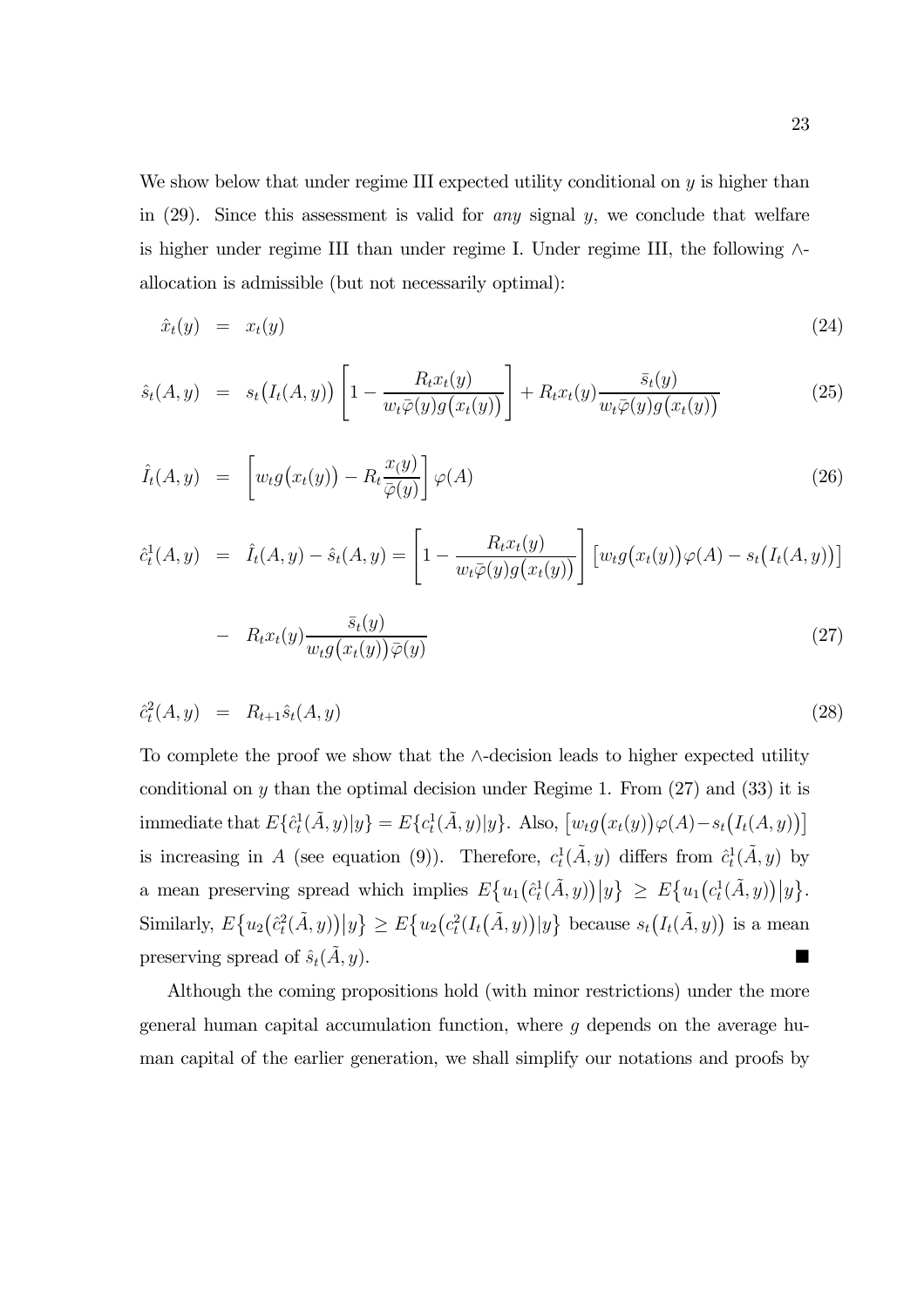We show below that under regime III expected utility conditional on $y$ is higher than in (29). Since this assessment is valid for *any* signal $y$, we conclude that welfare is higher under regime III than under regime I. Under regime III, the following $\wedge$-allocation is admissible (but not necessarily optimal):

$$\hat{x}_t(y) = x_t(y) \tag{24}$$

$$\hat{s}_t(A,y) = s_t\big(I_t(A,y)\big)\left[1 - \frac{R_t x_t(y)}{w_t\bar{\varphi}(y)g\big(x_t(y)\big)}\right] + R_t x_t(y)\frac{\bar{s}_t(y)}{w_t\bar{\varphi}(y)g\big(x_t(y)\big)} \tag{25}$$

$$\hat{I}_t(A,y) = \left[w_t g\big(x_t(y)\big) - R_t \frac{x_(y)}{\bar{\varphi}(y)}\right]\varphi(A) \tag{26}$$

$$\hat{c}_t^1(A,y) = \hat{I}_t(A,y) - \hat{s}_t(A,y) = \left[1 - \frac{R_t x_t(y)}{w_t\bar{\varphi}(y)g\big(x_t(y)\big)}\right]\big[w_t g\big(x_t(y)\big)\varphi(A) - s_t\big(I_t(A,y)\big)\big]$$

$$- \quad R_t x_t(y)\frac{\bar{s}_t(y)}{w_t g\big(x_t(y)\big)\bar{\varphi}(y)} \tag{27}$$

$$\hat{c}_t^2(A,y) = R_{t+1}\hat{s}_t(A,y) \tag{28}$$

To complete the proof we show that the $\wedge$-decision leads to higher expected utility conditional on $y$ than the optimal decision under Regime 1. From (27) and (33) it is immediate that $E\{\hat{c}_t^1(\tilde{A},y)|y\} = E\{c_t^1(\tilde{A},y)|y\}$. Also, $\big[w_t g\big(x_t(y)\big)\varphi(A) - s_t\big(I_t(A,y)\big)\big]$ is increasing in $A$ (see equation (9)). Therefore, $c_t^1(\tilde{A},y)$ differs from $\hat{c}_t^1(\tilde{A},y)$ by a mean preserving spread which implies $E\big\{u_1\big(\hat{c}_t^1(\tilde{A},y)\big)\big|y\big\} \geq E\big\{u_1\big(c_t^1(\tilde{A},y)\big)\big|y\big\}$. Similarly, $E\big\{u_2\big(\hat{c}_t^2(\tilde{A},y)\big)\big|y\big\} \geq E\big\{u_2\big(c_t^2(I_t(\tilde{A},y)\big)|y\big\}$ because $s_t\big(I_t(\tilde{A},y)\big)$ is a mean preserving spread of $\hat{s}_t(\tilde{A},y)$. ∎

Although the coming propositions hold (with minor restrictions) under the more general human capital accumulation function, where $g$ depends on the average human capital of the earlier generation, we shall simplify our notations and proofs by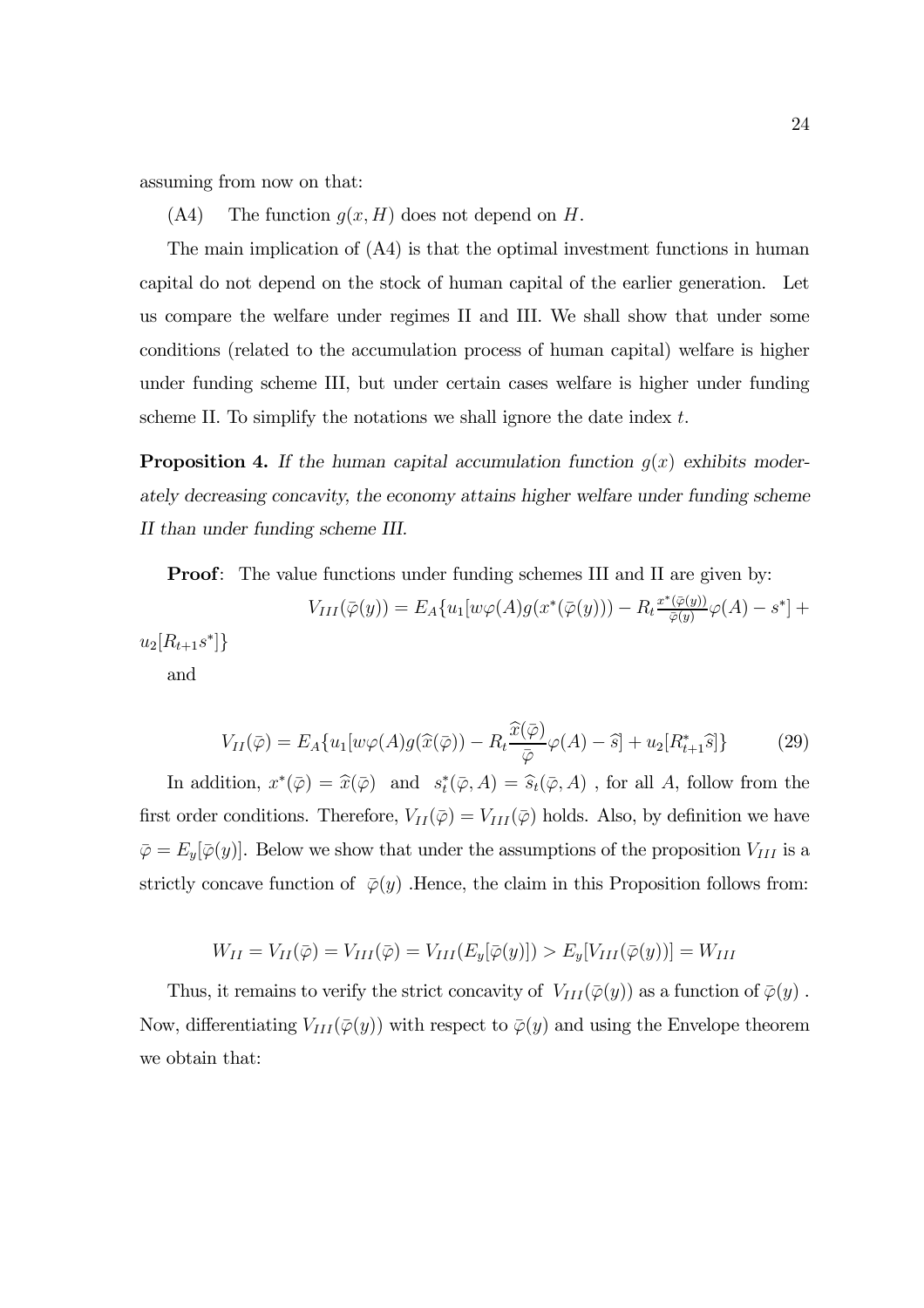assuming from now on that:

(A4) The function $g(x, H)$ does not depend on $H$.

The main implication of (A4) is that the optimal investment functions in human capital do not depend on the stock of human capital of the earlier generation. Let us compare the welfare under regimes II and III. We shall show that under some conditions (related to the accumulation process of human capital) welfare is higher under funding scheme III, but under certain cases welfare is higher under funding scheme II. To simplify the notations we shall ignore the date index $t$.

**Proposition 4.** *If the human capital accumulation function $g(x)$ exhibits moderately decreasing concavity, the economy attains higher welfare under funding scheme II than under funding scheme III.*

**Proof**: The value functions under funding schemes III and II are given by:

$$V_{III}(\bar{\varphi}(y)) = E_A\{u_1[w\varphi(A)g(x^*(\bar{\varphi}(y))) - R_t\frac{x^*(\bar{\varphi}(y))}{\bar{\varphi}(y)}\varphi(A) - s^*] + u_2[R_{t+1}s^*]\}$$

and

$$V_{II}(\bar{\varphi}) = E_A\{u_1[w\varphi(A)g(\widehat{x}(\bar{\varphi})) - R_t\frac{\widehat{x}(\bar{\varphi})}{\bar{\varphi}}\varphi(A) - \widehat{s}] + u_2[R^*_{t+1}\widehat{s}]\} \tag{29}$$

In addition, $x^*(\bar{\varphi}) = \widehat{x}(\bar{\varphi})$ and $s^*_t(\bar{\varphi}, A) = \widehat{s}_t(\bar{\varphi}, A)$ , for all $A$, follow from the first order conditions. Therefore, $V_{II}(\bar{\varphi}) = V_{III}(\bar{\varphi})$ holds. Also, by definition we have $\bar{\varphi} = E_y[\bar{\varphi}(y)]$. Below we show that under the assumptions of the proposition $V_{III}$ is a strictly concave function of $\bar{\varphi}(y)$ .Hence, the claim in this Proposition follows from:

$$W_{II} = V_{II}(\bar{\varphi}) = V_{III}(\bar{\varphi}) = V_{III}(E_y[\bar{\varphi}(y)]) > E_y[V_{III}(\bar{\varphi}(y))] = W_{III}$$

Thus, it remains to verify the strict concavity of $V_{III}(\bar{\varphi}(y))$ as a function of $\bar{\varphi}(y)$ . Now, differentiating $V_{III}(\bar{\varphi}(y))$ with respect to $\bar{\varphi}(y)$ and using the Envelope theorem we obtain that: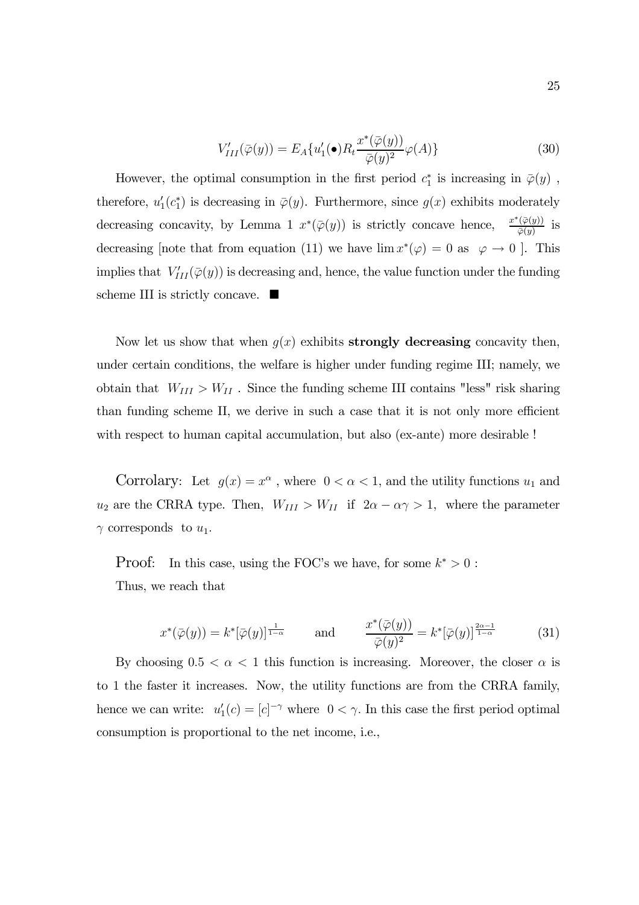$$V'_{III}(\bar{\varphi}(y)) = E_A\{u'_1(\bullet)R_t \frac{x^*(\bar{\varphi}(y))}{\bar{\varphi}(y)^2}\varphi(A)\} \tag{30}$$

However, the optimal consumption in the first period $c_1^*$ is increasing in $\bar{\varphi}(y)$ , therefore, $u'_1(c_1^*)$ is decreasing in $\bar{\varphi}(y)$. Furthermore, since $g(x)$ exhibits moderately decreasing concavity, by Lemma 1 $x^*(\bar{\varphi}(y))$ is strictly concave hence, $\frac{x^*(\bar{\varphi}(y))}{\bar{\varphi}(y)}$ is decreasing [note that from equation (11) we have $\lim x^*(\varphi) = 0$ as $\varphi \to 0$ ]. This implies that $V'_{III}(\bar{\varphi}(y))$ is decreasing and, hence, the value function under the funding scheme III is strictly concave. ■

Now let us show that when $g(x)$ exhibits **strongly decreasing** concavity then, under certain conditions, the welfare is higher under funding regime III; namely, we obtain that $W_{III} > W_{II}$ . Since the funding scheme III contains "less" risk sharing than funding scheme II, we derive in such a case that it is not only more efficient with respect to human capital accumulation, but also (ex-ante) more desirable !

Corrolary: Let $g(x) = x^{\alpha}$ , where $0 < \alpha < 1$, and the utility functions $u_1$ and $u_2$ are the CRRA type. Then, $W_{III} > W_{II}$ if $2\alpha - \alpha\gamma > 1$, where the parameter $\gamma$ corresponds to $u_1$.

Proof: In this case, using the FOC's we have, for some $k^* > 0$ :
Thus, we reach that

$$x^*(\bar{\varphi}(y)) = k^*[\bar{\varphi}(y)]^{\frac{1}{1-\alpha}} \qquad \text{and} \qquad \frac{x^*(\bar{\varphi}(y))}{\bar{\varphi}(y)^2} = k^*[\bar{\varphi}(y)]^{\frac{2\alpha-1}{1-\alpha}} \tag{31}$$

By choosing $0.5 < \alpha < 1$ this function is increasing. Moreover, the closer $\alpha$ is to 1 the faster it increases. Now, the utility functions are from the CRRA family, hence we can write: $u'_1(c) = [c]^{-\gamma}$ where $0 < \gamma$. In this case the first period optimal consumption is proportional to the net income, i.e.,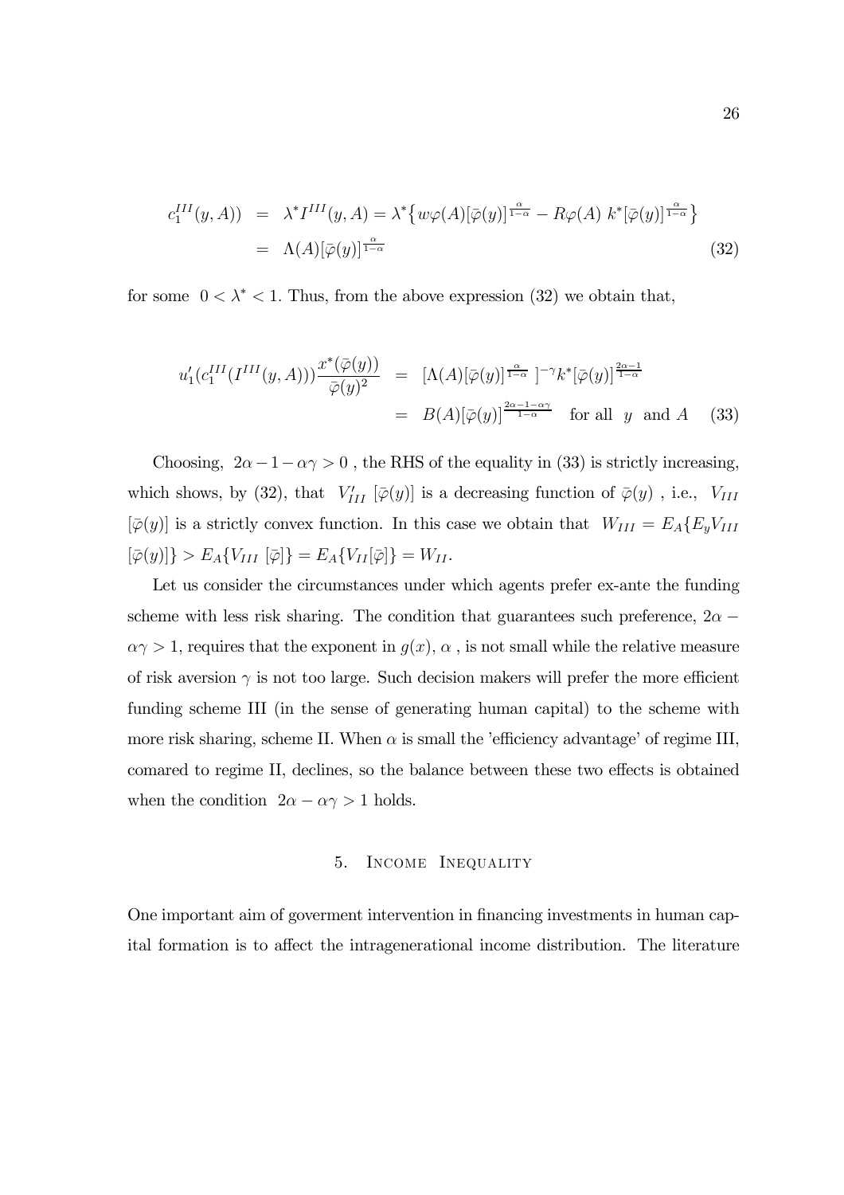$$
\begin{aligned}
c_1^{III}(y,A)) &= \lambda^* I^{III}(y,A) = \lambda^* \{ w\varphi(A)[\bar{\varphi}(y)]^{\frac{\alpha}{1-\alpha}} - R\varphi(A)\ k^*[\bar{\varphi}(y)]^{\frac{\alpha}{1-\alpha}} \} \\
&= \Lambda(A)[\bar{\varphi}(y)]^{\frac{\alpha}{1-\alpha}} \qquad (32)
\end{aligned}
$$

for some $0 < \lambda^* < 1$. Thus, from the above expression (32) we obtain that,

$$
\begin{aligned}
u_1'(c_1^{III}(I^{III}(y,A)))\frac{x^*(\bar{\varphi}(y))}{\bar{\varphi}(y)^2} &= [\Lambda(A)[\bar{\varphi}(y)]^{\frac{\alpha}{1-\alpha}}\ ]^{-\gamma} k^*[\bar{\varphi}(y)]^{\frac{2\alpha-1}{1-\alpha}} \\
&= B(A)[\bar{\varphi}(y)]^{\frac{2\alpha-1-\alpha\gamma}{1-\alpha}} \quad \text{for all } \ y \ \text{ and } A \qquad (33)
\end{aligned}
$$

Choosing, $2\alpha - 1 - \alpha\gamma > 0$ , the RHS of the equality in (33) is strictly increasing, which shows, by (32), that $V'_{III}\ [\bar{\varphi}(y)]$ is a decreasing function of $\bar{\varphi}(y)$ , i.e., $V_{III}$ $[\bar{\varphi}(y)]$ is a strictly convex function. In this case we obtain that $W_{III} = E_A\{E_y V_{III}$ $[\bar{\varphi}(y)]\} > E_A\{V_{III}\ [\bar{\varphi}]\} = E_A\{V_{II}[\bar{\varphi}]\} = W_{II}$.

Let us consider the circumstances under which agents prefer ex-ante the funding scheme with less risk sharing. The condition that guarantees such preference, $2\alpha - \alpha\gamma > 1$, requires that the exponent in $g(x)$, $\alpha$ , is not small while the relative measure of risk aversion $\gamma$ is not too large. Such decision makers will prefer the more efficient funding scheme III (in the sense of generating human capital) to the scheme with more risk sharing, scheme II. When $\alpha$ is small the 'efficiency advantage' of regime III, comared to regime II, declines, so the balance between these two effects is obtained when the condition $2\alpha - \alpha\gamma > 1$ holds.

## 5. Income Inequality

One important aim of goverment intervention in financing investments in human capital formation is to affect the intragenerational income distribution. The literature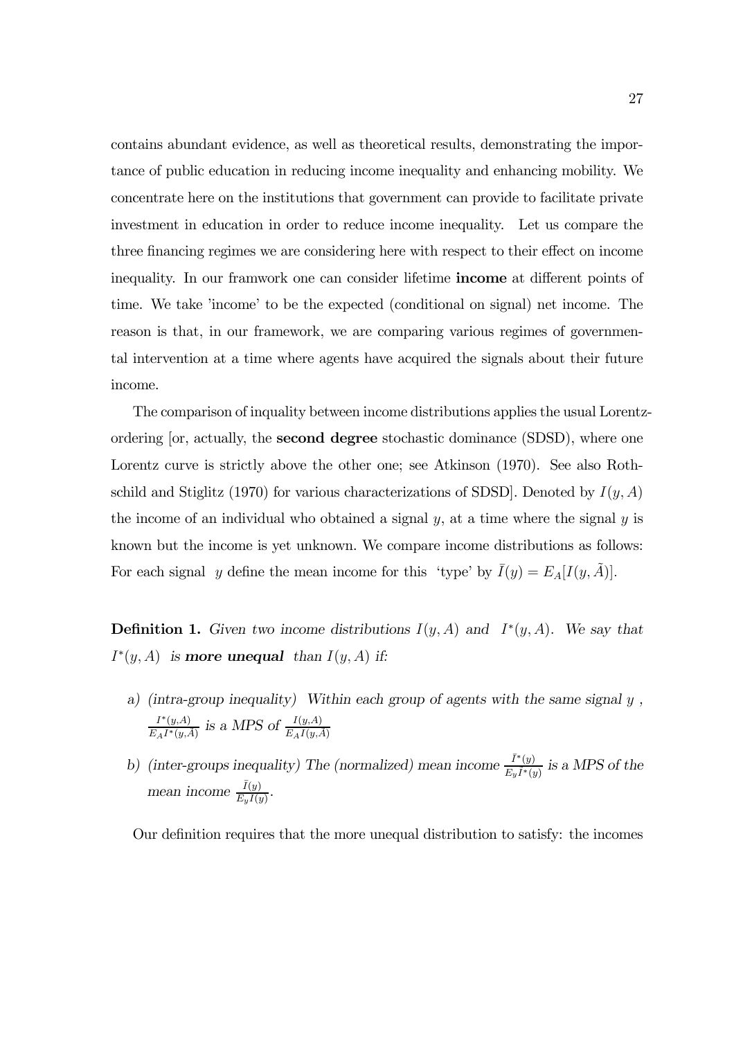contains abundant evidence, as well as theoretical results, demonstrating the importance of public education in reducing income inequality and enhancing mobility. We concentrate here on the institutions that government can provide to facilitate private investment in education in order to reduce income inequality. Let us compare the three financing regimes we are considering here with respect to their effect on income inequality. In our framwork one can consider lifetime **income** at different points of time. We take 'income' to be the expected (conditional on signal) net income. The reason is that, in our framework, we are comparing various regimes of governmental intervention at a time where agents have acquired the signals about their future income.

The comparison of inquality between income distributions applies the usual Lorentz-ordering [or, actually, the **second degree** stochastic dominance (SDSD), where one Lorentz curve is strictly above the other one; see Atkinson (1970). See also Rothschild and Stiglitz (1970) for various characterizations of SDSD]. Denoted by $I(y, A)$ the income of an individual who obtained a signal $y$, at a time where the signal $y$ is known but the income is yet unknown. We compare income distributions as follows: For each signal $y$ define the mean income for this 'type' by $\bar{I}(y) = E_A[I(y, \tilde{A})]$.

**Definition 1.** *Given two income distributions $I(y, A)$ and $I^*(y, A)$. We say that $I^*(y, A)$ is* ***more unequal*** *than $I(y, A)$ if:*

- *a) (intra-group inequality) Within each group of agents with the same signal $y$, $\frac{I^*(y,A)}{E_A I^*(y,\tilde{A})}$ is a MPS of $\frac{I(y,A)}{E_A I(y,\tilde{A})}$*
- *b) (inter-groups inequality) The (normalized) mean income $\frac{\bar{I}^*(y)}{E_y \bar{I}^*(y)}$ is a MPS of the mean income $\frac{\bar{I}(y)}{E_y \bar{I}(y)}$.*

Our definition requires that the more unequal distribution to satisfy: the incomes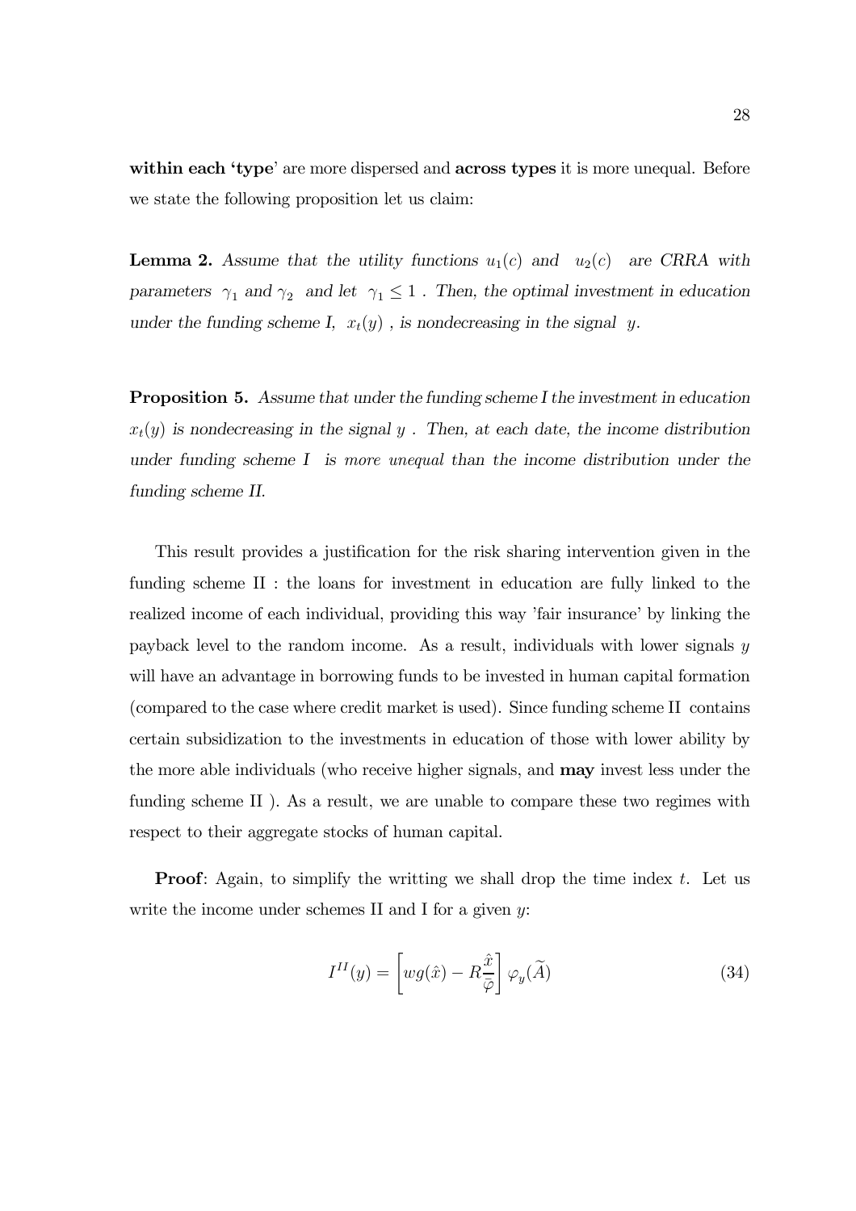**within each 'type**' are more dispersed and **across types** it is more unequal. Before we state the following proposition let us claim:

**Lemma 2.** *Assume that the utility functions $u_1(c)$ and $u_2(c)$ are CRRA with parameters $\gamma_1$ and $\gamma_2$ and let $\gamma_1 \leq 1$ . Then, the optimal investment in education under the funding scheme I, $x_t(y)$ , is nondecreasing in the signal $y$.*

**Proposition 5.** *Assume that under the funding scheme I the investment in education $x_t(y)$ is nondecreasing in the signal $y$ . Then, at each date, the income distribution under funding scheme I is more unequal than the income distribution under the funding scheme II.*

This result provides a justification for the risk sharing intervention given in the funding scheme II : the loans for investment in education are fully linked to the realized income of each individual, providing this way 'fair insurance' by linking the payback level to the random income. As a result, individuals with lower signals $y$ will have an advantage in borrowing funds to be invested in human capital formation (compared to the case where credit market is used). Since funding scheme II contains certain subsidization to the investments in education of those with lower ability by the more able individuals (who receive higher signals, and **may** invest less under the funding scheme II ). As a result, we are unable to compare these two regimes with respect to their aggregate stocks of human capital.

**Proof**: Again, to simplify the writting we shall drop the time index $t$. Let us write the income under schemes II and I for a given $y$:

$$I^{II}(y) = \left[ wg(\hat{x}) - R\frac{\hat{x}}{\bar{\varphi}} \right] \varphi_y(\widetilde{A}) \tag{34}$$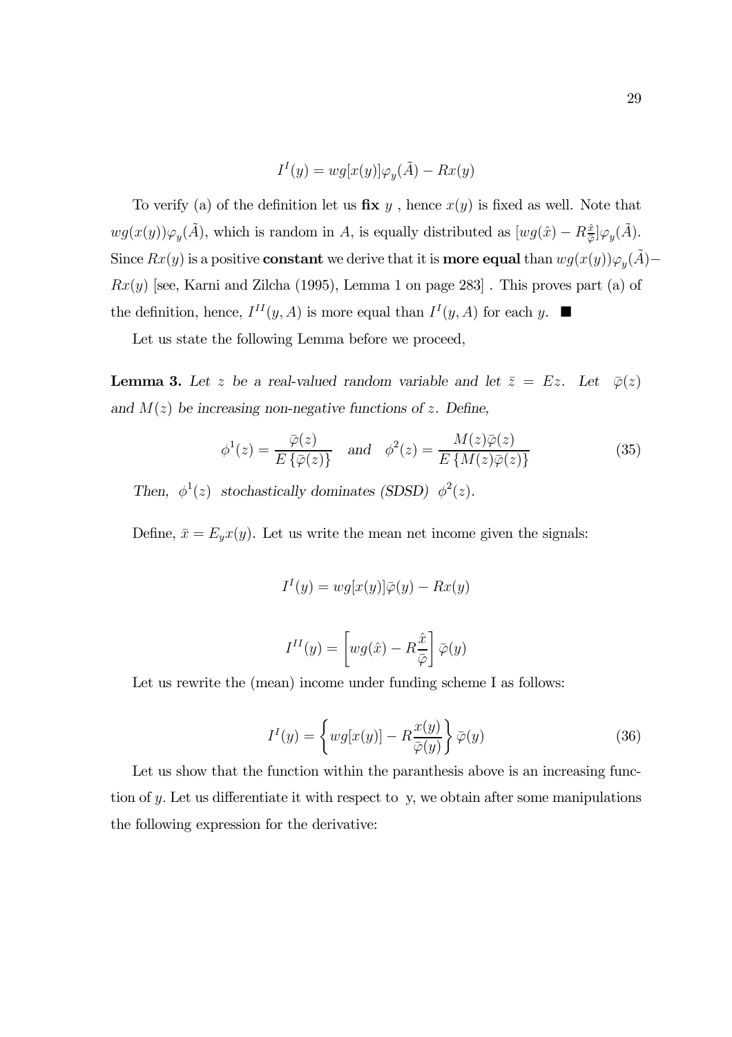$$I^I(y) = wg[x(y)]\varphi_y(\tilde{A}) - Rx(y)$$

To verify (a) of the definition let us **fix** $y$ , hence $x(y)$ is fixed as well. Note that $wg(x(y))\varphi_y(\tilde{A})$, which is random in $A$, is equally distributed as $[wg(\hat{x}) - R\frac{\hat{x}}{\bar{\varphi}}]\varphi_y(\tilde{A})$. Since $Rx(y)$ is a positive **constant** we derive that it is **more equal** than $wg(x(y))\varphi_y(\tilde{A}) - Rx(y)$ [see, Karni and Zilcha (1995), Lemma 1 on page 283] . This proves part (a) of the definition, hence, $I^{II}(y, A)$ is more equal than $I^I(y, A)$ for each $y$. ■

Let us state the following Lemma before we proceed,

**Lemma 3.** *Let $z$ be a real-valued random variable and let $\bar{z} = Ez$. Let $\bar{\varphi}(z)$ and $M(z)$ be increasing non-negative functions of $z$. Define,*

$$\phi^1(z) = \frac{\bar{\varphi}(z)}{E\{\bar{\varphi}(z)\}} \quad \text{and} \quad \phi^2(z) = \frac{M(z)\bar{\varphi}(z)}{E\{M(z)\bar{\varphi}(z)\}} \tag{35}$$

*Then, $\phi^1(z)$ stochastically dominates (SDSD) $\phi^2(z)$.*

Define, $\bar{x} = E_y x(y)$. Let us write the mean net income given the signals:

$$I^I(y) = wg[x(y)]\bar{\varphi}(y) - Rx(y)$$

$$I^{II}(y) = \left[wg(\hat{x}) - R\frac{\hat{x}}{\bar{\varphi}}\right]\bar{\varphi}(y)$$

Let us rewrite the (mean) income under funding scheme I as follows:

$$I^I(y) = \left\{wg[x(y)] - R\frac{x(y)}{\bar{\varphi}(y)}\right\}\bar{\varphi}(y) \tag{36}$$

Let us show that the function within the paranthesis above is an increasing function of $y$. Let us differentiate it with respect to y, we obtain after some manipulations the following expression for the derivative: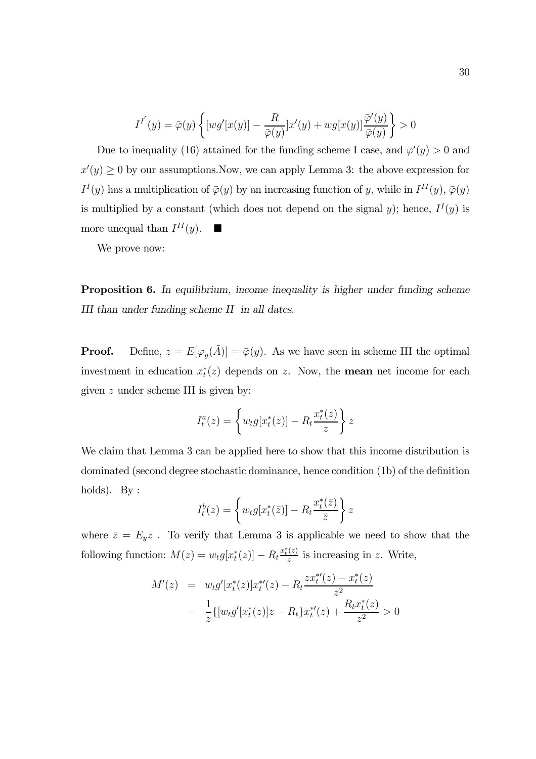$$I^{I'}(y) = \bar{\varphi}(y) \left\{ [wg'[x(y)] - \frac{R}{\bar{\varphi}(y)}]x'(y) + wg[x(y)]\frac{\bar{\varphi}'(y)}{\bar{\varphi}(y)} \right\} > 0$$

Due to inequality (16) attained for the funding scheme I case, and $\bar{\varphi}'(y) > 0$ and $x'(y) \geq 0$ by our assumptions.Now, we can apply Lemma 3: the above expression for $I^I(y)$ has a multiplication of $\bar{\varphi}(y)$ by an increasing function of $y$, while in $I^{II}(y)$, $\bar{\varphi}(y)$ is multiplied by a constant (which does not depend on the signal $y$); hence, $I^I(y)$ is more unequal than $I^{II}(y)$. ■

We prove now:

**Proposition 6.** *In equilibrium, income inequality is higher under funding scheme III than under funding scheme II in all dates.*

**Proof.** Define, $z = E[\varphi_y(\tilde{A})] = \bar{\varphi}(y)$. As we have seen in scheme III the optimal investment in education $x_t^*(z)$ depends on $z$. Now, the **mean** net income for each given $z$ under scheme III is given by:

$$I_t^a(z) = \left\{ w_t g[x_t^*(z)] - R_t \frac{x_t^*(z)}{z} \right\} z$$

We claim that Lemma 3 can be applied here to show that this income distribution is dominated (second degree stochastic dominance, hence condition (1b) of the definition holds). By :

$$I_t^b(z) = \left\{ w_t g[x_t^*(\bar{z})] - R_t \frac{x_t^*(\bar{z})}{\bar{z}} \right\} z$$

where $\bar{z} = E_y z$ . To verify that Lemma 3 is applicable we need to show that the following function: $M(z) = w_t g[x_t^*(z)] - R_t \frac{x_t^*(z)}{z}$ is increasing in $z$. Write,

$$\begin{aligned} M'(z) &= w_t g'[x_t^*(z)] x_t^{*\prime}(z) - R_t \frac{z x_t^{*\prime}(z) - x_t^*(z)}{z^2} \\ &= \frac{1}{z} \{ [w_t g'[x_t^*(z)] z - R_t \} x_t^{*\prime}(z) + \frac{R_t x_t^*(z)}{z^2} > 0 \end{aligned}$$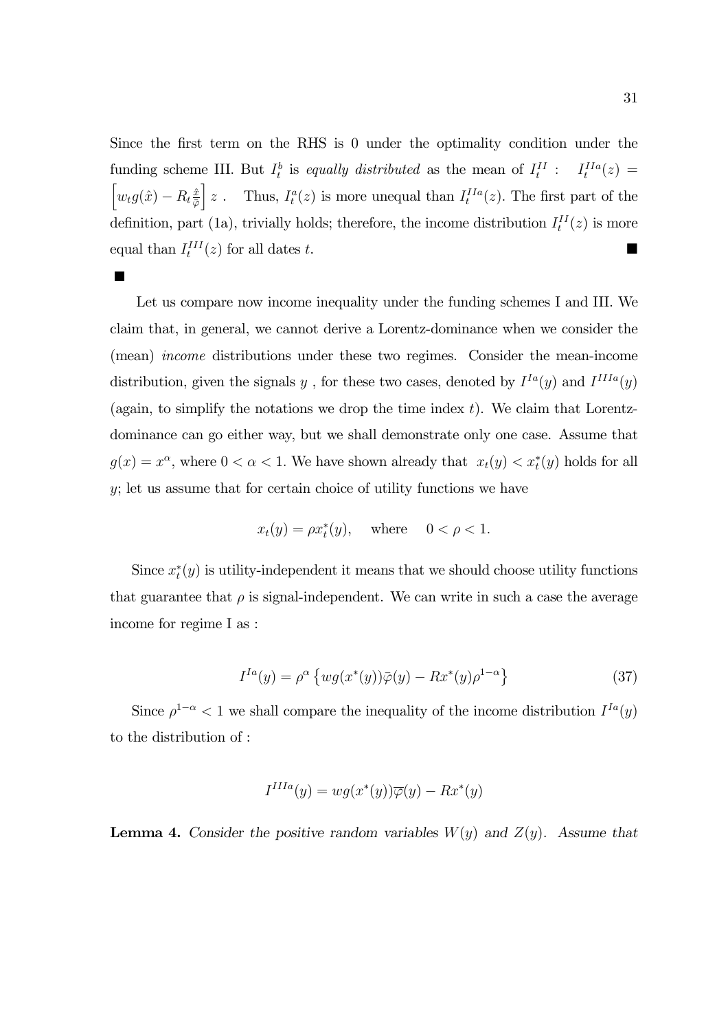Since the first term on the RHS is 0 under the optimality condition under the funding scheme III. But $I_t^b$ is *equally distributed* as the mean of $I_t^{II}$ : $I_t^{IIa}(z) = \left[w_t g(\hat{x}) - R_t \frac{\hat{x}}{\bar{\varphi}}\right] z$ . Thus, $I_t^a(z)$ is more unequal than $I_t^{IIa}(z)$. The first part of the definition, part (1a), trivially holds; therefore, the income distribution $I_t^{II}(z)$ is more equal than $I_t^{III}(z)$ for all dates $t$. ■

■

Let us compare now income inequality under the funding schemes I and III. We claim that, in general, we cannot derive a Lorentz-dominance when we consider the (mean) *income* distributions under these two regimes. Consider the mean-income distribution, given the signals $y$ , for these two cases, denoted by $I^{Ia}(y)$ and $I^{IIIa}(y)$ (again, to simplify the notations we drop the time index $t$). We claim that Lorentz-dominance can go either way, but we shall demonstrate only one case. Assume that $g(x) = x^\alpha$, where $0 < \alpha < 1$. We have shown already that $x_t(y) < x_t^*(y)$ holds for all $y$; let us assume that for certain choice of utility functions we have

$$x_t(y) = \rho x_t^*(y), \quad \text{where} \quad 0 < \rho < 1.$$

Since $x_t^*(y)$ is utility-independent it means that we should choose utility functions that guarantee that $\rho$ is signal-independent. We can write in such a case the average income for regime I as :

$$I^{Ia}(y) = \rho^\alpha \left\{ w g(x^*(y)) \bar{\varphi}(y) - R x^*(y) \rho^{1-\alpha} \right\} \tag{37}$$

Since $\rho^{1-\alpha} < 1$ we shall compare the inequality of the income distribution $I^{Ia}(y)$ to the distribution of :

$$I^{IIIa}(y) = w g(x^*(y)) \overline{\varphi}(y) - R x^*(y)$$

**Lemma 4.** *Consider the positive random variables $W(y)$ and $Z(y)$. Assume that*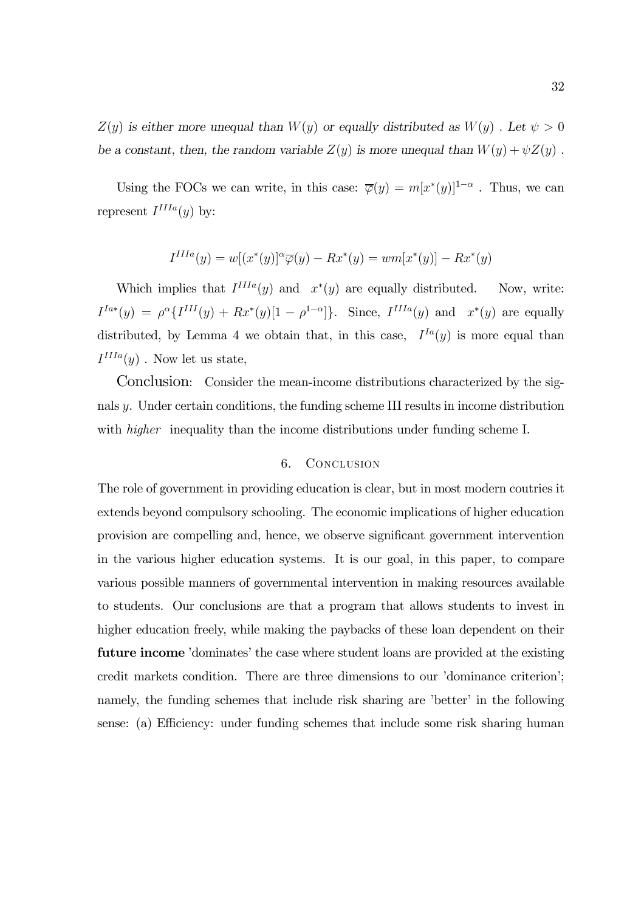*$Z(y)$ is either more unequal than $W(y)$ or equally distributed as $W(y)$ . Let $\psi > 0$ be a constant, then, the random variable $Z(y)$ is more unequal than $W(y) + \psi Z(y)$ .*

Using the FOCs we can write, in this case: $\overline{\varphi}(y) = m[x^*(y)]^{1-\alpha}$ . Thus, we can represent $I^{IIIa}(y)$ by:

$$I^{IIIa}(y) = w[(x^*(y)]^{\alpha}\overline{\varphi}(y) - Rx^*(y) = wm[x^*(y)] - Rx^*(y)$$

Which implies that $I^{IIIa}(y)$ and $x^*(y)$ are equally distributed. Now, write: $I^{Ia*}(y) = \rho^{\alpha}\{I^{III}(y) + Rx^*(y)[1 - \rho^{1-\alpha}]\}$. Since, $I^{IIIa}(y)$ and $x^*(y)$ are equally distributed, by Lemma 4 we obtain that, in this case, $I^{Ia}(y)$ is more equal than $I^{IIIa}(y)$ . Now let us state,

Conclusion: Consider the mean-income distributions characterized by the signals $y$. Under certain conditions, the funding scheme III results in income distribution with *higher* inequality than the income distributions under funding scheme I.

## 6. Conclusion

The role of government in providing education is clear, but in most modern coutries it extends beyond compulsory schooling. The economic implications of higher education provision are compelling and, hence, we observe significant government intervention in the various higher education systems. It is our goal, in this paper, to compare various possible manners of governmental intervention in making resources available to students. Our conclusions are that a program that allows students to invest in higher education freely, while making the paybacks of these loan dependent on their **future income** 'dominates' the case where student loans are provided at the existing credit markets condition. There are three dimensions to our 'dominance criterion'; namely, the funding schemes that include risk sharing are 'better' in the following sense: (a) Efficiency: under funding schemes that include some risk sharing human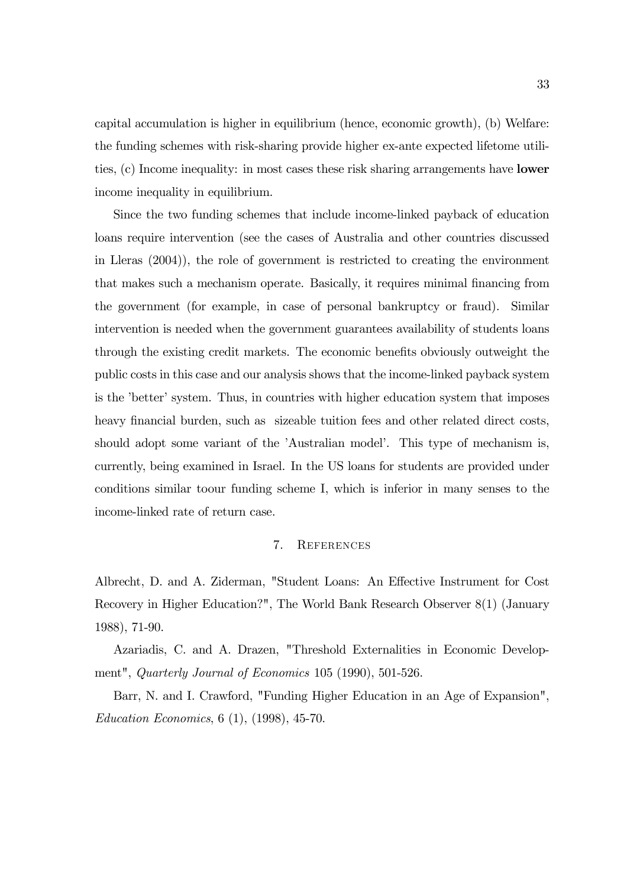capital accumulation is higher in equilibrium (hence, economic growth), (b) Welfare: the funding schemes with risk-sharing provide higher ex-ante expected lifetome utilities, (c) Income inequality: in most cases these risk sharing arrangements have **lower** income inequality in equilibrium.

Since the two funding schemes that include income-linked payback of education loans require intervention (see the cases of Australia and other countries discussed in Lleras (2004)), the role of government is restricted to creating the environment that makes such a mechanism operate. Basically, it requires minimal financing from the government (for example, in case of personal bankruptcy or fraud). Similar intervention is needed when the government guarantees availability of students loans through the existing credit markets. The economic benefits obviously outweight the public costs in this case and our analysis shows that the income-linked payback system is the 'better' system. Thus, in countries with higher education system that imposes heavy financial burden, such as sizeable tuition fees and other related direct costs, should adopt some variant of the 'Australian model'. This type of mechanism is, currently, being examined in Israel. In the US loans for students are provided under conditions similar toour funding scheme I, which is inferior in many senses to the income-linked rate of return case.

## 7. References

Albrecht, D. and A. Ziderman, "Student Loans: An Effective Instrument for Cost Recovery in Higher Education?", The World Bank Research Observer 8(1) (January 1988), 71-90.

Azariadis, C. and A. Drazen, "Threshold Externalities in Economic Development", *Quarterly Journal of Economics* 105 (1990), 501-526.

Barr, N. and I. Crawford, "Funding Higher Education in an Age of Expansion", *Education Economics*, 6 (1), (1998), 45-70.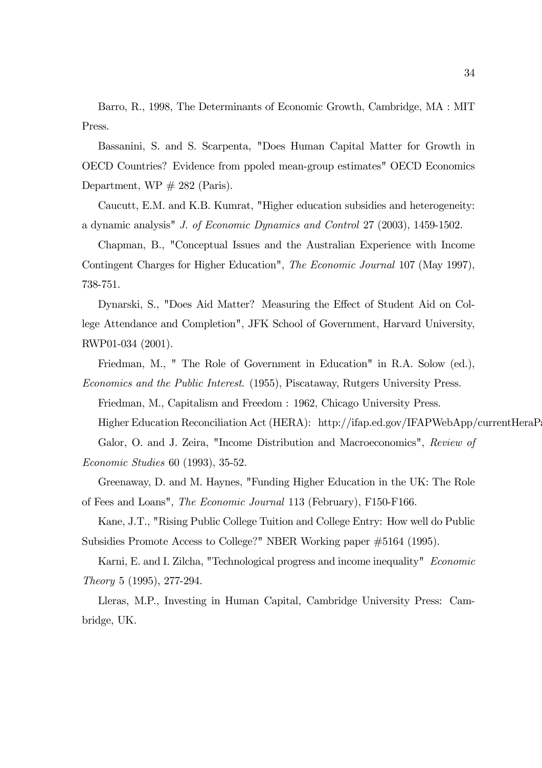Barro, R., 1998, The Determinants of Economic Growth, Cambridge, MA : MIT Press.

Bassanini, S. and S. Scarpenta, "Does Human Capital Matter for Growth in OECD Countries? Evidence from ppoled mean-group estimates" OECD Economics Department, WP # 282 (Paris).

Caucutt, E.M. and K.B. Kumrat, "Higher education subsidies and heterogeneity: a dynamic analysis" *J. of Economic Dynamics and Control* 27 (2003), 1459-1502.

Chapman, B., "Conceptual Issues and the Australian Experience with Income Contingent Charges for Higher Education", *The Economic Journal* 107 (May 1997), 738-751.

Dynarski, S., "Does Aid Matter? Measuring the Effect of Student Aid on College Attendance and Completion", JFK School of Government, Harvard University, RWP01-034 (2001).

Friedman, M., " The Role of Government in Education" in R.A. Solow (ed.), *Economics and the Public Interest*. (1955), Piscataway, Rutgers University Press.

Friedman, M., Capitalism and Freedom : 1962, Chicago University Press.

Higher Education Reconciliation Act (HERA): http://ifap.ed.gov/IFAPWebApp/currentHeraPa

Galor, O. and J. Zeira, "Income Distribution and Macroeconomics", *Review of Economic Studies* 60 (1993), 35-52.

Greenaway, D. and M. Haynes, "Funding Higher Education in the UK: The Role of Fees and Loans", *The Economic Journal* 113 (February), F150-F166.

Kane, J.T., "Rising Public College Tuition and College Entry: How well do Public Subsidies Promote Access to College?" NBER Working paper #5164 (1995).

Karni, E. and I. Zilcha, "Technological progress and income inequality" *Economic Theory* 5 (1995), 277-294.

Lleras, M.P., Investing in Human Capital, Cambridge University Press: Cambridge, UK.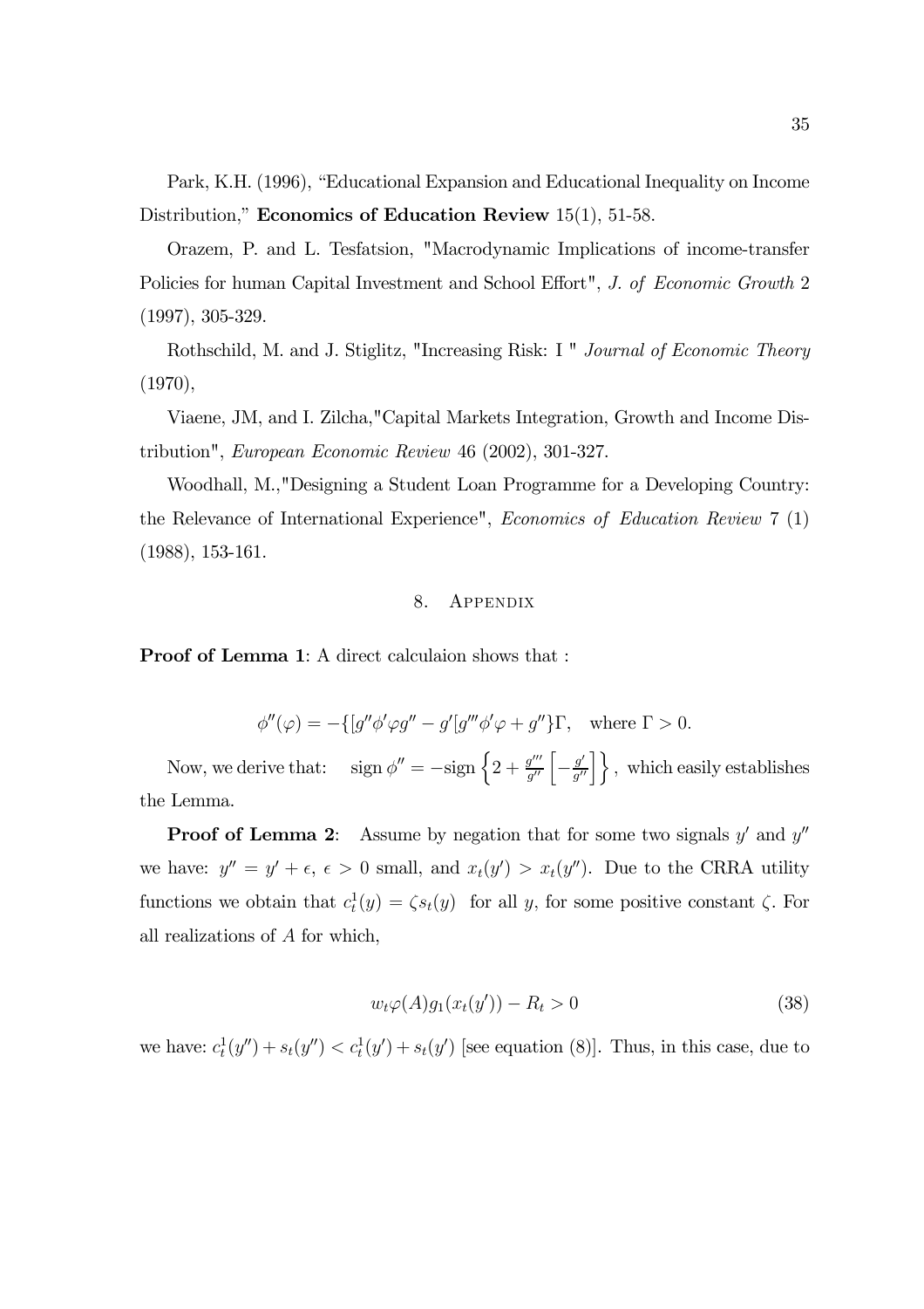Park, K.H. (1996), "Educational Expansion and Educational Inequality on Income Distribution," **Economics of Education Review** 15(1), 51-58.

Orazem, P. and L. Tesfatsion, "Macrodynamic Implications of income-transfer Policies for human Capital Investment and School Effort", *J. of Economic Growth* 2 (1997), 305-329.

Rothschild, M. and J. Stiglitz, "Increasing Risk: I " *Journal of Economic Theory* (1970),

Viaene, JM, and I. Zilcha,"Capital Markets Integration, Growth and Income Distribution", *European Economic Review* 46 (2002), 301-327.

Woodhall, M.,"Designing a Student Loan Programme for a Developing Country: the Relevance of International Experience", *Economics of Education Review* 7 (1) (1988), 153-161.

## 8. Appendix

**Proof of Lemma 1**: A direct calculaion shows that :

$$\phi''(\varphi) = -\{[g''\phi'\varphi g'' - g'[g'''\phi'\varphi + g''\}\Gamma, \quad \text{where } \Gamma > 0.$$

Now, we derive that: $\quad \text{sign}\, \phi'' = -\text{sign}\left\{2 + \frac{g'''}{g''}\left[-\frac{g'}{g''}\right]\right\}$, which easily establishes the Lemma.

**Proof of Lemma 2**: Assume by negation that for some two signals $y'$ and $y''$ we have: $y'' = y' + \epsilon$, $\epsilon > 0$ small, and $x_t(y') > x_t(y'')$. Due to the CRRA utility functions we obtain that $c_t^1(y) = \zeta s_t(y)$ for all $y$, for some positive constant $\zeta$. For all realizations of $A$ for which,

$$w_t\varphi(A)g_1(x_t(y')) - R_t > 0 \tag{38}$$

we have: $c_t^1(y'') + s_t(y'') < c_t^1(y') + s_t(y')$ [see equation (8)]. Thus, in this case, due to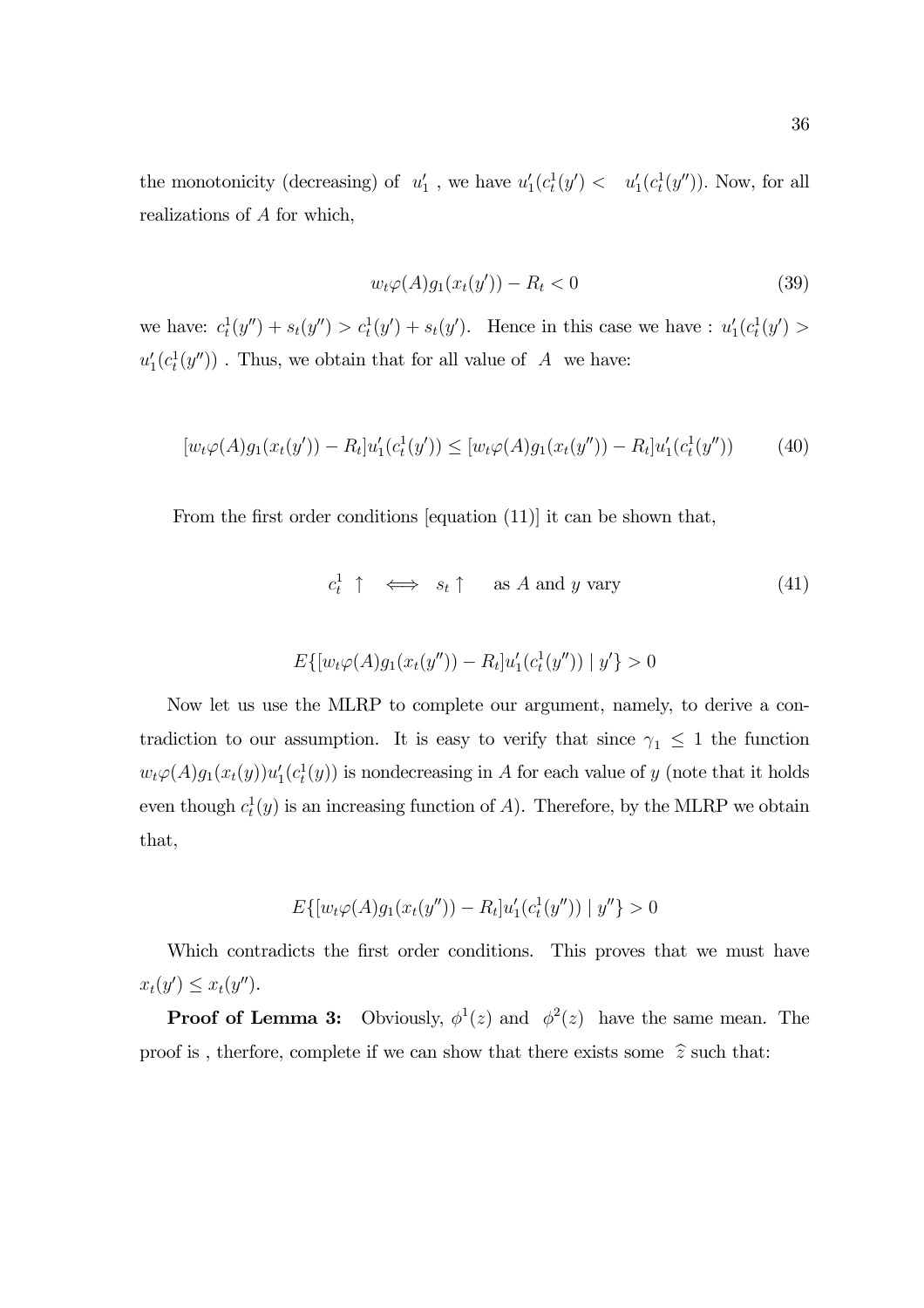the monotonicity (decreasing) of $u_1'$ , we have $u_1'(c_t^1(y') < u_1'(c_t^1(y''))$. Now, for all realizations of $A$ for which,

$$w_t\varphi(A)g_1(x_t(y')) - R_t < 0 \tag{39}$$

we have: $c_t^1(y'') + s_t(y'') > c_t^1(y') + s_t(y')$. Hence in this case we have : $u_1'(c_t^1(y') > u_1'(c_t^1(y''))$ . Thus, we obtain that for all value of $A$ we have:

$$[w_t\varphi(A)g_1(x_t(y')) - R_t]u_1'(c_t^1(y')) \leq [w_t\varphi(A)g_1(x_t(y'')) - R_t]u_1'(c_t^1(y'')) \tag{40}$$

From the first order conditions [equation (11)] it can be shown that,

$$c_t^1 \uparrow \iff s_t \uparrow \quad \text{as } A \text{ and } y \text{ vary} \tag{41}$$

$$E\{[w_t\varphi(A)g_1(x_t(y'')) - R_t]u_1'(c_t^1(y'')) \mid y'\} > 0$$

Now let us use the MLRP to complete our argument, namely, to derive a contradiction to our assumption. It is easy to verify that since $\gamma_1 \leq 1$ the function $w_t\varphi(A)g_1(x_t(y))u_1'(c_t^1(y))$ is nondecreasing in $A$ for each value of $y$ (note that it holds even though $c_t^1(y)$ is an increasing function of $A$). Therefore, by the MLRP we obtain that,

$$E\{[w_t\varphi(A)g_1(x_t(y'')) - R_t]u_1'(c_t^1(y'')) \mid y''\} > 0$$

Which contradicts the first order conditions. This proves that we must have $x_t(y') \leq x_t(y'')$.

**Proof of Lemma 3:** Obviously, $\phi^1(z)$ and $\phi^2(z)$ have the same mean. The proof is , therfore, complete if we can show that there exists some $\widehat{z}$ such that: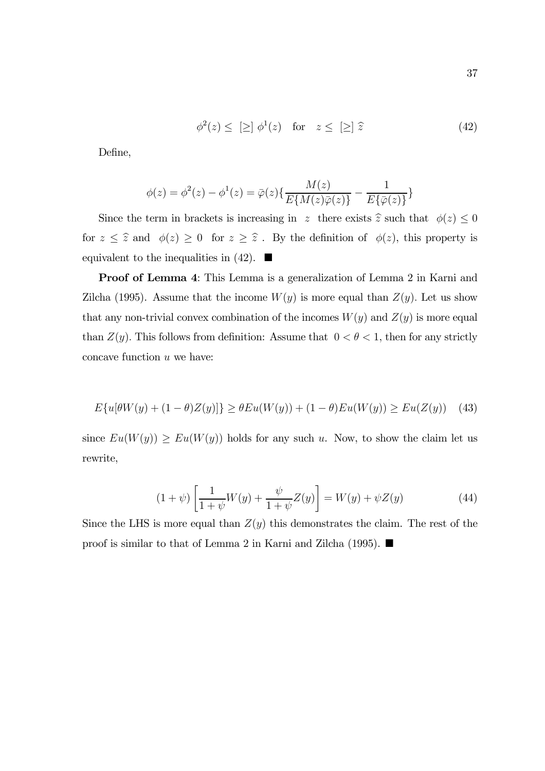$$\phi^2(z) \leq \ [\geq] \ \phi^1(z) \quad \text{for} \quad z \leq \ [\geq] \ \widehat{z} \tag{42}$$

Define,

$$\phi(z) = \phi^2(z) - \phi^1(z) = \bar{\varphi}(z)\{\frac{M(z)}{E\{M(z)\bar{\varphi}(z)\}} - \frac{1}{E\{\bar{\varphi}(z)\}}\}$$

Since the term in brackets is increasing in $z$ there exists $\widehat{z}$ such that $\phi(z) \leq 0$ for $z \leq \widehat{z}$ and $\phi(z) \geq 0$ for $z \geq \widehat{z}$ . By the definition of $\phi(z)$, this property is equivalent to the inequalities in (42). ■

**Proof of Lemma 4**: This Lemma is a generalization of Lemma 2 in Karni and Zilcha (1995). Assume that the income $W(y)$ is more equal than $Z(y)$. Let us show that any non-trivial convex combination of the incomes $W(y)$ and $Z(y)$ is more equal than $Z(y)$. This follows from definition: Assume that $0 < \theta < 1$, then for any strictly concave function $u$ we have:

$$E\{u[\theta W(y) + (1-\theta)Z(y)]\} \geq \theta Eu(W(y)) + (1-\theta)Eu(W(y)) \geq Eu(Z(y)) \tag{43}$$

since $Eu(W(y)) \geq Eu(W(y))$ holds for any such $u$. Now, to show the claim let us rewrite,

$$(1+\psi)\left[\frac{1}{1+\psi}W(y) + \frac{\psi}{1+\psi}Z(y)\right] = W(y) + \psi Z(y) \tag{44}$$

Since the LHS is more equal than $Z(y)$ this demonstrates the claim. The rest of the proof is similar to that of Lemma 2 in Karni and Zilcha (1995). ■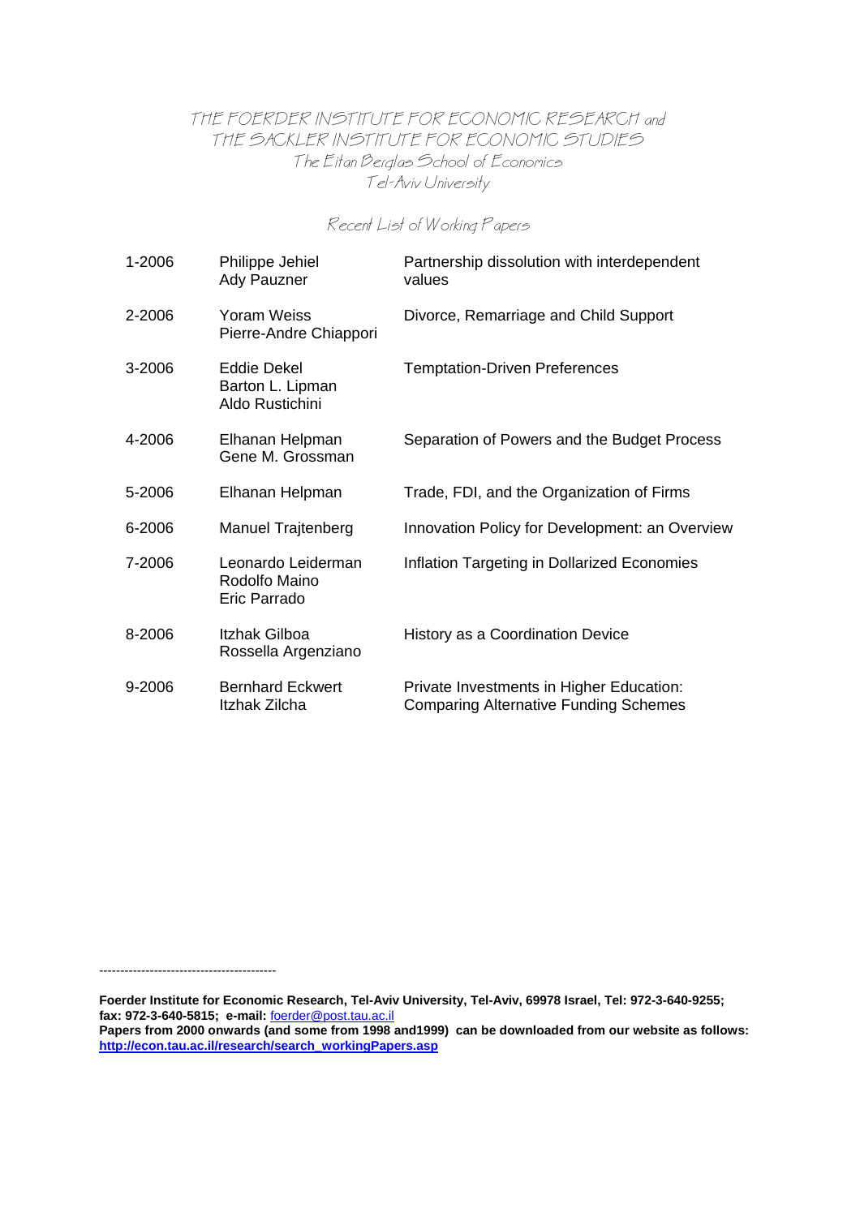THE FOERDER INSTITUTE FOR ECONOMIC RESEARCH and
THE SACKLER INSTITUTE FOR ECONOMIC STUDIES
The Eitan Berglas School of Economics
Tel-Aviv University

Recent List of Working Papers

| | | |
|---|---|---|
| 1-2006 | Philippe Jehiel<br>Ady Pauzner | Partnership dissolution with interdependent values |
| 2-2006 | Yoram Weiss<br>Pierre-Andre Chiappori | Divorce, Remarriage and Child Support |
| 3-2006 | Eddie Dekel<br>Barton L. Lipman<br>Aldo Rustichini | Temptation-Driven Preferences |
| 4-2006 | Elhanan Helpman<br>Gene M. Grossman | Separation of Powers and the Budget Process |
| 5-2006 | Elhanan Helpman | Trade, FDI, and the Organization of Firms |
| 6-2006 | Manuel Trajtenberg | Innovation Policy for Development: an Overview |
| 7-2006 | Leonardo Leiderman<br>Rodolfo Maino<br>Eric Parrado | Inflation Targeting in Dollarized Economies |
| 8-2006 | Itzhak Gilboa<br>Rossella Argenziano | History as a Coordination Device |
| 9-2006 | Bernhard Eckwert<br>Itzhak Zilcha | Private Investments in Higher Education: Comparing Alternative Funding Schemes |

------------------------------------------

**Foerder Institute for Economic Research, Tel-Aviv University, Tel-Aviv, 69978 Israel, Tel: 972-3-640-9255; fax: 972-3-640-5815; e-mail:** foerder@post.tau.ac.il
**Papers from 2000 onwards (and some from 1998 and1999) can be downloaded from our website as follows: http://econ.tau.ac.il/research/search_workingPapers.asp**